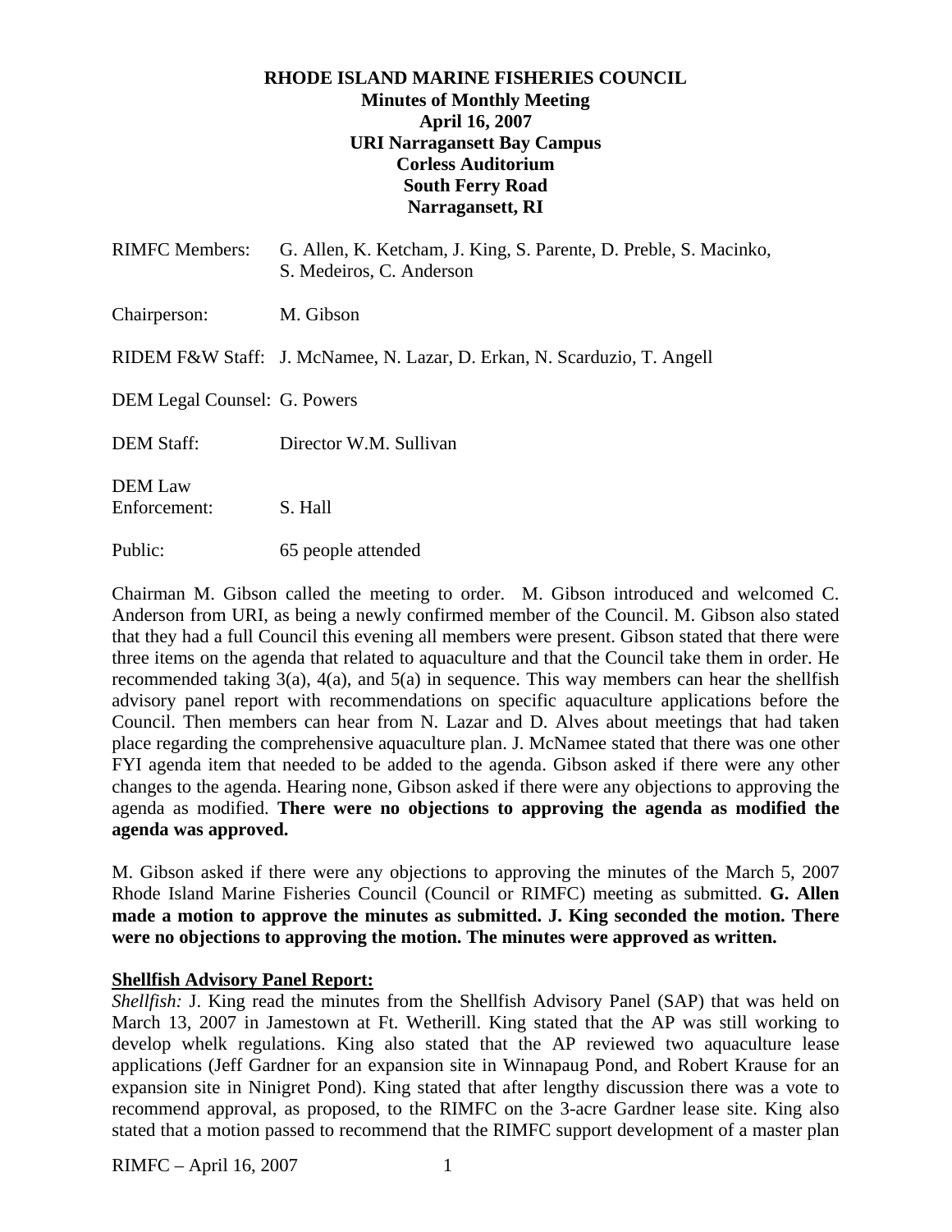**RHODE ISLAND MARINE FISHERIES COUNCIL**
**Minutes of Monthly Meeting**
**April 16, 2007**
**URI Narragansett Bay Campus**
**Corless Auditorium**
**South Ferry Road**
**Narragansett, RI**

RIMFC Members: G. Allen, K. Ketcham, J. King, S. Parente, D. Preble, S. Macinko, S. Medeiros, C. Anderson

Chairperson: M. Gibson

RIDEM F&W Staff: J. McNamee, N. Lazar, D. Erkan, N. Scarduzio, T. Angell

DEM Legal Counsel: G. Powers

DEM Staff: Director W.M. Sullivan

DEM Law Enforcement: S. Hall

Public: 65 people attended

Chairman M. Gibson called the meeting to order. M. Gibson introduced and welcomed C. Anderson from URI, as being a newly confirmed member of the Council. M. Gibson also stated that they had a full Council this evening all members were present. Gibson stated that there were three items on the agenda that related to aquaculture and that the Council take them in order. He recommended taking 3(a), 4(a), and 5(a) in sequence. This way members can hear the shellfish advisory panel report with recommendations on specific aquaculture applications before the Council. Then members can hear from N. Lazar and D. Alves about meetings that had taken place regarding the comprehensive aquaculture plan. J. McNamee stated that there was one other FYI agenda item that needed to be added to the agenda. Gibson asked if there were any other changes to the agenda. Hearing none, Gibson asked if there were any objections to approving the agenda as modified. **There were no objections to approving the agenda as modified the agenda was approved.**

M. Gibson asked if there were any objections to approving the minutes of the March 5, 2007 Rhode Island Marine Fisheries Council (Council or RIMFC) meeting as submitted. **G. Allen made a motion to approve the minutes as submitted. J. King seconded the motion. There were no objections to approving the motion. The minutes were approved as written.**

**Shellfish Advisory Panel Report:**

*Shellfish:* J. King read the minutes from the Shellfish Advisory Panel (SAP) that was held on March 13, 2007 in Jamestown at Ft. Wetherill. King stated that the AP was still working to develop whelk regulations. King also stated that the AP reviewed two aquaculture lease applications (Jeff Gardner for an expansion site in Winnapaug Pond, and Robert Krause for an expansion site in Ninigret Pond). King stated that after lengthy discussion there was a vote to recommend approval, as proposed, to the RIMFC on the 3-acre Gardner lease site. King also stated that a motion passed to recommend that the RIMFC support development of a master plan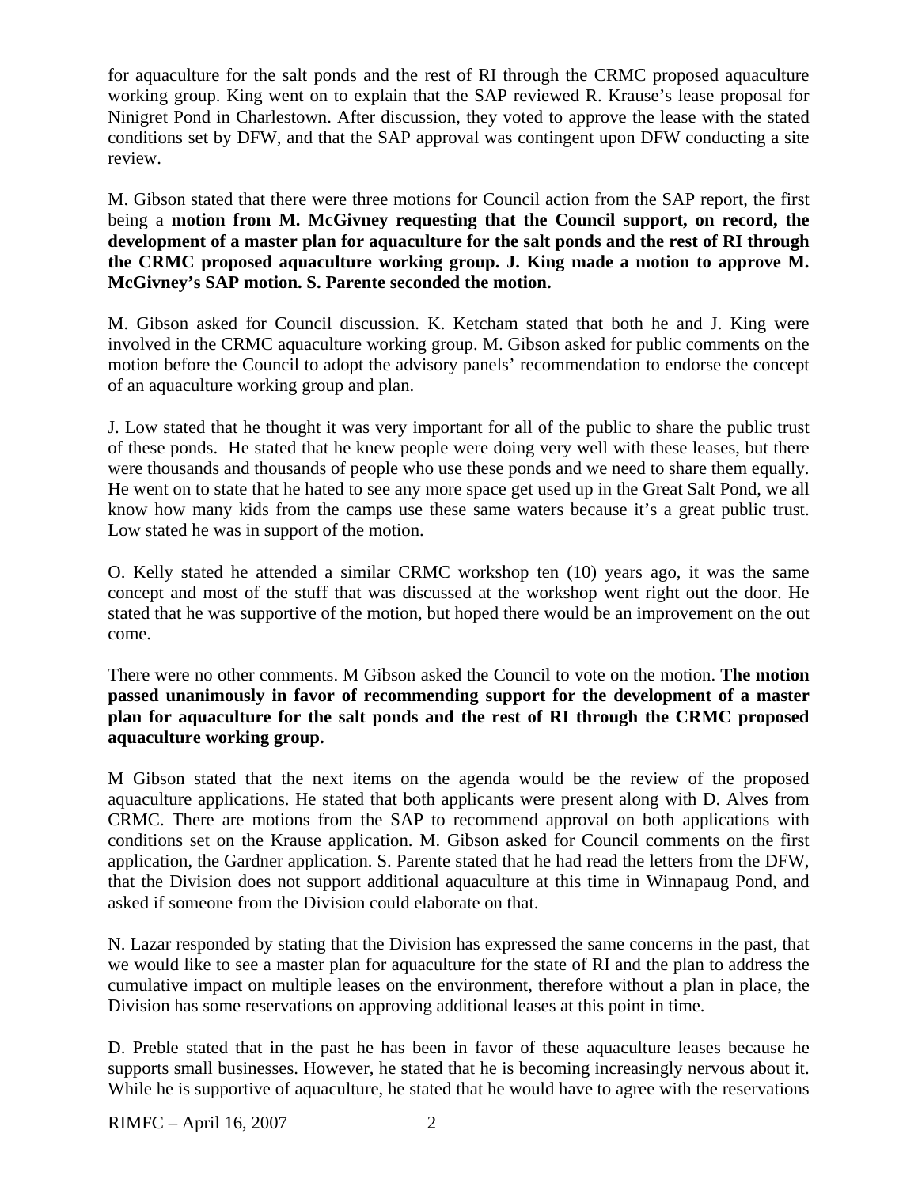for aquaculture for the salt ponds and the rest of RI through the CRMC proposed aquaculture working group. King went on to explain that the SAP reviewed R. Krause's lease proposal for Ninigret Pond in Charlestown. After discussion, they voted to approve the lease with the stated conditions set by DFW, and that the SAP approval was contingent upon DFW conducting a site review.

M. Gibson stated that there were three motions for Council action from the SAP report, the first being a **motion from M. McGivney requesting that the Council support, on record, the development of a master plan for aquaculture for the salt ponds and the rest of RI through the CRMC proposed aquaculture working group. J. King made a motion to approve M. McGivney's SAP motion. S. Parente seconded the motion.**

M. Gibson asked for Council discussion. K. Ketcham stated that both he and J. King were involved in the CRMC aquaculture working group. M. Gibson asked for public comments on the motion before the Council to adopt the advisory panels' recommendation to endorse the concept of an aquaculture working group and plan.

J. Low stated that he thought it was very important for all of the public to share the public trust of these ponds. He stated that he knew people were doing very well with these leases, but there were thousands and thousands of people who use these ponds and we need to share them equally. He went on to state that he hated to see any more space get used up in the Great Salt Pond, we all know how many kids from the camps use these same waters because it's a great public trust. Low stated he was in support of the motion.

O. Kelly stated he attended a similar CRMC workshop ten (10) years ago, it was the same concept and most of the stuff that was discussed at the workshop went right out the door. He stated that he was supportive of the motion, but hoped there would be an improvement on the out come.

There were no other comments. M Gibson asked the Council to vote on the motion. **The motion passed unanimously in favor of recommending support for the development of a master plan for aquaculture for the salt ponds and the rest of RI through the CRMC proposed aquaculture working group.**

M Gibson stated that the next items on the agenda would be the review of the proposed aquaculture applications. He stated that both applicants were present along with D. Alves from CRMC. There are motions from the SAP to recommend approval on both applications with conditions set on the Krause application. M. Gibson asked for Council comments on the first application, the Gardner application. S. Parente stated that he had read the letters from the DFW, that the Division does not support additional aquaculture at this time in Winnapaug Pond, and asked if someone from the Division could elaborate on that.

N. Lazar responded by stating that the Division has expressed the same concerns in the past, that we would like to see a master plan for aquaculture for the state of RI and the plan to address the cumulative impact on multiple leases on the environment, therefore without a plan in place, the Division has some reservations on approving additional leases at this point in time.

D. Preble stated that in the past he has been in favor of these aquaculture leases because he supports small businesses. However, he stated that he is becoming increasingly nervous about it. While he is supportive of aquaculture, he stated that he would have to agree with the reservations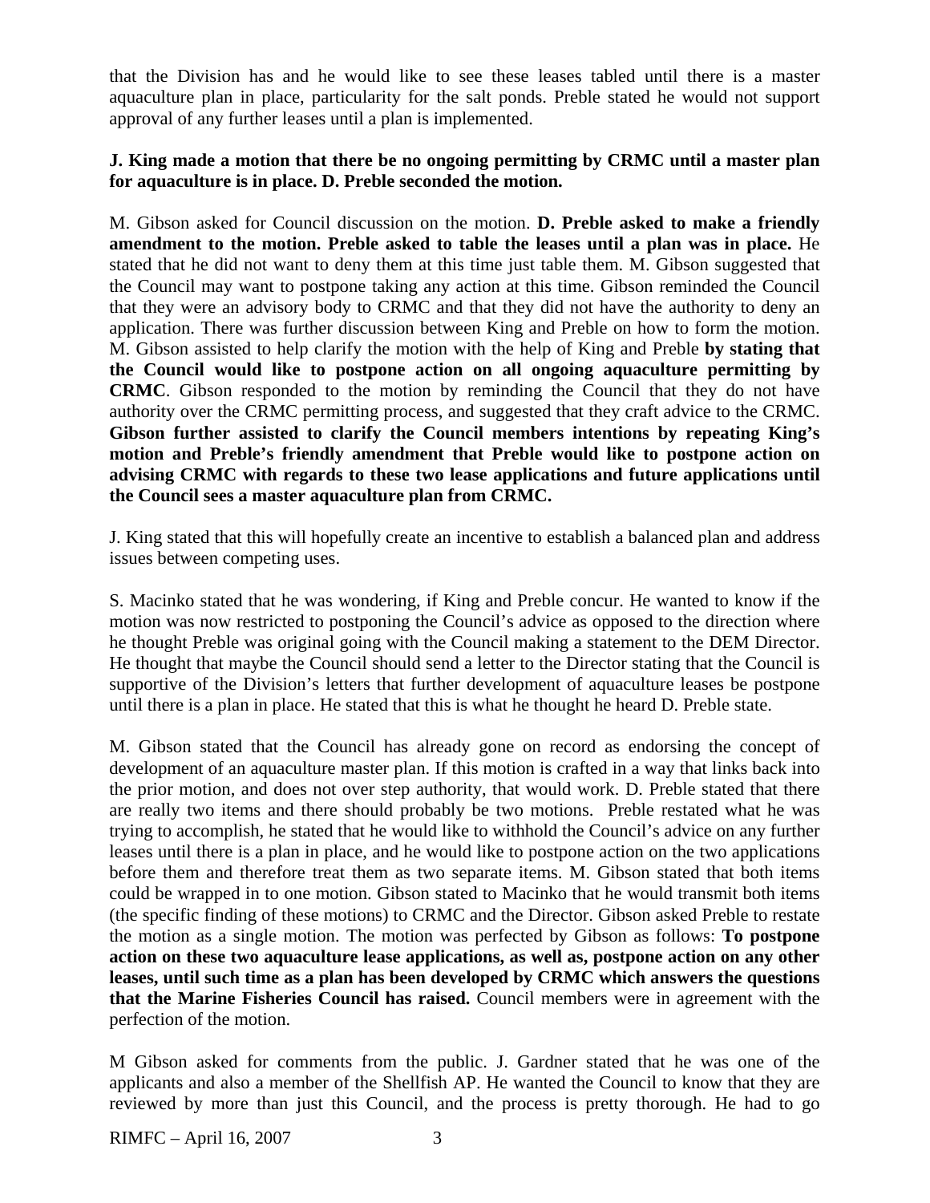that the Division has and he would like to see these leases tabled until there is a master aquaculture plan in place, particularity for the salt ponds. Preble stated he would not support approval of any further leases until a plan is implemented.

**J. King made a motion that there be no ongoing permitting by CRMC until a master plan for aquaculture is in place. D. Preble seconded the motion.**

M. Gibson asked for Council discussion on the motion. **D. Preble asked to make a friendly amendment to the motion. Preble asked to table the leases until a plan was in place.** He stated that he did not want to deny them at this time just table them. M. Gibson suggested that the Council may want to postpone taking any action at this time. Gibson reminded the Council that they were an advisory body to CRMC and that they did not have the authority to deny an application. There was further discussion between King and Preble on how to form the motion. M. Gibson assisted to help clarify the motion with the help of King and Preble **by stating that the Council would like to postpone action on all ongoing aquaculture permitting by CRMC**. Gibson responded to the motion by reminding the Council that they do not have authority over the CRMC permitting process, and suggested that they craft advice to the CRMC. **Gibson further assisted to clarify the Council members intentions by repeating King's motion and Preble's friendly amendment that Preble would like to postpone action on advising CRMC with regards to these two lease applications and future applications until the Council sees a master aquaculture plan from CRMC.**

J. King stated that this will hopefully create an incentive to establish a balanced plan and address issues between competing uses.

S. Macinko stated that he was wondering, if King and Preble concur. He wanted to know if the motion was now restricted to postponing the Council's advice as opposed to the direction where he thought Preble was original going with the Council making a statement to the DEM Director. He thought that maybe the Council should send a letter to the Director stating that the Council is supportive of the Division's letters that further development of aquaculture leases be postpone until there is a plan in place. He stated that this is what he thought he heard D. Preble state.

M. Gibson stated that the Council has already gone on record as endorsing the concept of development of an aquaculture master plan. If this motion is crafted in a way that links back into the prior motion, and does not over step authority, that would work. D. Preble stated that there are really two items and there should probably be two motions. Preble restated what he was trying to accomplish, he stated that he would like to withhold the Council's advice on any further leases until there is a plan in place, and he would like to postpone action on the two applications before them and therefore treat them as two separate items. M. Gibson stated that both items could be wrapped in to one motion. Gibson stated to Macinko that he would transmit both items (the specific finding of these motions) to CRMC and the Director. Gibson asked Preble to restate the motion as a single motion. The motion was perfected by Gibson as follows: **To postpone action on these two aquaculture lease applications, as well as, postpone action on any other leases, until such time as a plan has been developed by CRMC which answers the questions that the Marine Fisheries Council has raised.** Council members were in agreement with the perfection of the motion.

M Gibson asked for comments from the public. J. Gardner stated that he was one of the applicants and also a member of the Shellfish AP. He wanted the Council to know that they are reviewed by more than just this Council, and the process is pretty thorough. He had to go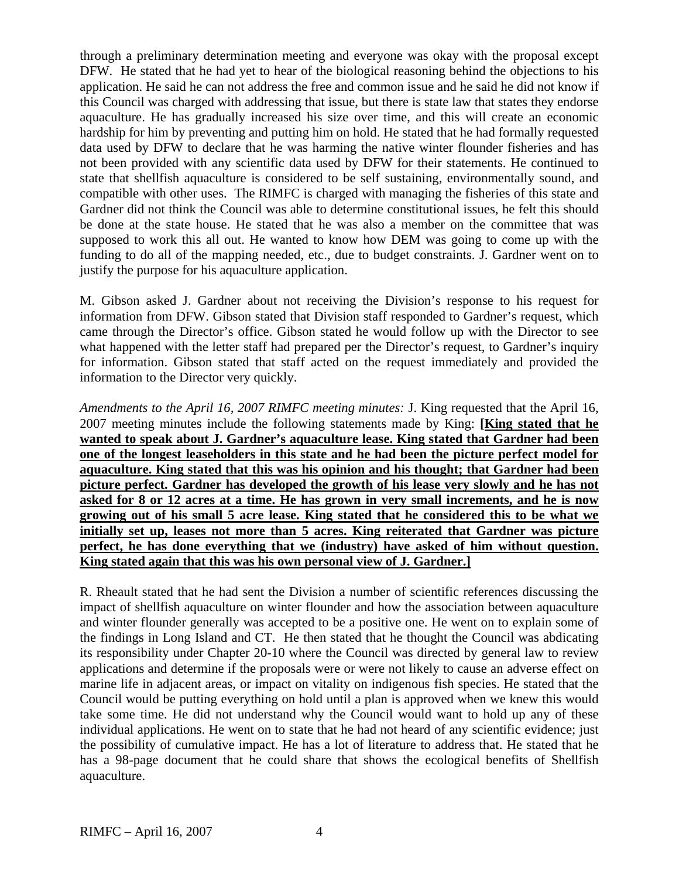through a preliminary determination meeting and everyone was okay with the proposal except DFW. He stated that he had yet to hear of the biological reasoning behind the objections to his application. He said he can not address the free and common issue and he said he did not know if this Council was charged with addressing that issue, but there is state law that states they endorse aquaculture. He has gradually increased his size over time, and this will create an economic hardship for him by preventing and putting him on hold. He stated that he had formally requested data used by DFW to declare that he was harming the native winter flounder fisheries and has not been provided with any scientific data used by DFW for their statements. He continued to state that shellfish aquaculture is considered to be self sustaining, environmentally sound, and compatible with other uses. The RIMFC is charged with managing the fisheries of this state and Gardner did not think the Council was able to determine constitutional issues, he felt this should be done at the state house. He stated that he was also a member on the committee that was supposed to work this all out. He wanted to know how DEM was going to come up with the funding to do all of the mapping needed, etc., due to budget constraints. J. Gardner went on to justify the purpose for his aquaculture application.

M. Gibson asked J. Gardner about not receiving the Division's response to his request for information from DFW. Gibson stated that Division staff responded to Gardner's request, which came through the Director's office. Gibson stated he would follow up with the Director to see what happened with the letter staff had prepared per the Director's request, to Gardner's inquiry for information. Gibson stated that staff acted on the request immediately and provided the information to the Director very quickly.

*Amendments to the April 16, 2007 RIMFC meeting minutes:* J. King requested that the April 16, 2007 meeting minutes include the following statements made by King: **[<u>King stated that he wanted to speak about J. Gardner's aquaculture lease. King stated that Gardner had been one of the longest leaseholders in this state and he had been the picture perfect model for aquaculture. King stated that this was his opinion and his thought; that Gardner had been picture perfect. Gardner has developed the growth of his lease very slowly and he has not asked for 8 or 12 acres at a time. He has grown in very small increments, and he is now growing out of his small 5 acre lease. King stated that he considered this to be what we initially set up, leases not more than 5 acres. King reiterated that Gardner was picture perfect, he has done everything that we (industry) have asked of him without question. King stated again that this was his own personal view of J. Gardner.</u>]**

R. Rheault stated that he had sent the Division a number of scientific references discussing the impact of shellfish aquaculture on winter flounder and how the association between aquaculture and winter flounder generally was accepted to be a positive one. He went on to explain some of the findings in Long Island and CT. He then stated that he thought the Council was abdicating its responsibility under Chapter 20-10 where the Council was directed by general law to review applications and determine if the proposals were or were not likely to cause an adverse effect on marine life in adjacent areas, or impact on vitality on indigenous fish species. He stated that the Council would be putting everything on hold until a plan is approved when we knew this would take some time. He did not understand why the Council would want to hold up any of these individual applications. He went on to state that he had not heard of any scientific evidence; just the possibility of cumulative impact. He has a lot of literature to address that. He stated that he has a 98-page document that he could share that shows the ecological benefits of Shellfish aquaculture.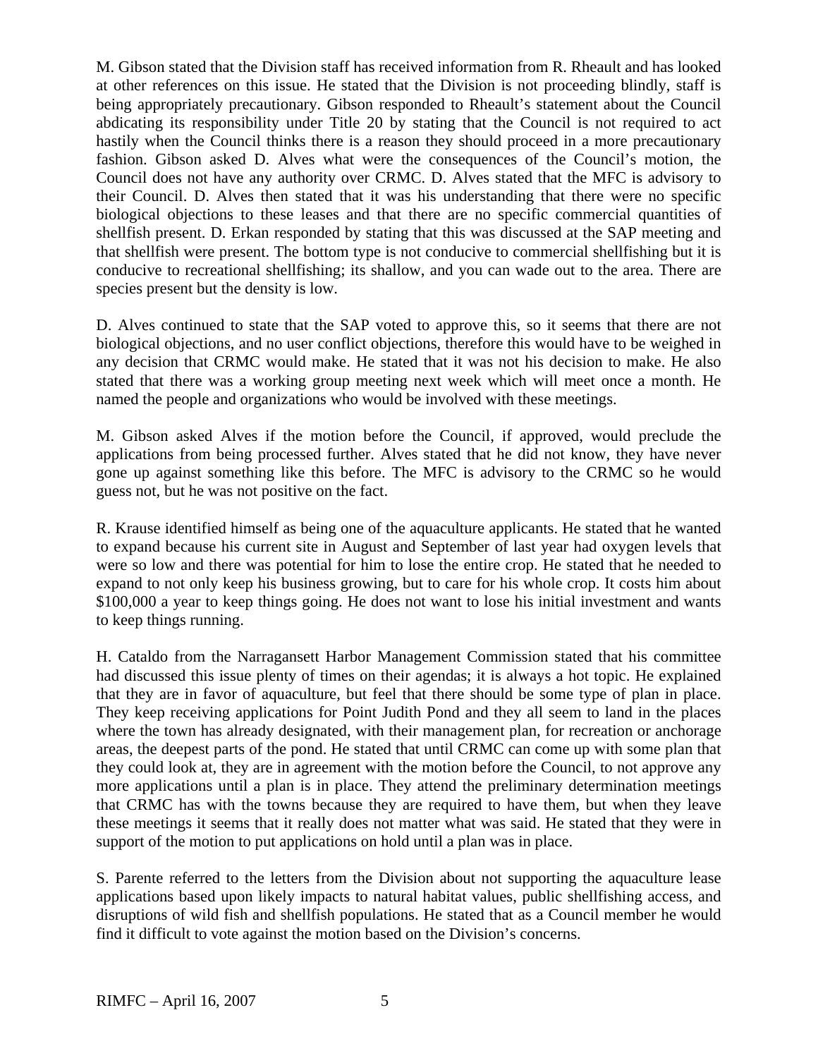M. Gibson stated that the Division staff has received information from R. Rheault and has looked at other references on this issue. He stated that the Division is not proceeding blindly, staff is being appropriately precautionary. Gibson responded to Rheault's statement about the Council abdicating its responsibility under Title 20 by stating that the Council is not required to act hastily when the Council thinks there is a reason they should proceed in a more precautionary fashion. Gibson asked D. Alves what were the consequences of the Council's motion, the Council does not have any authority over CRMC. D. Alves stated that the MFC is advisory to their Council. D. Alves then stated that it was his understanding that there were no specific biological objections to these leases and that there are no specific commercial quantities of shellfish present. D. Erkan responded by stating that this was discussed at the SAP meeting and that shellfish were present. The bottom type is not conducive to commercial shellfishing but it is conducive to recreational shellfishing; its shallow, and you can wade out to the area. There are species present but the density is low.

D. Alves continued to state that the SAP voted to approve this, so it seems that there are not biological objections, and no user conflict objections, therefore this would have to be weighed in any decision that CRMC would make. He stated that it was not his decision to make. He also stated that there was a working group meeting next week which will meet once a month. He named the people and organizations who would be involved with these meetings.

M. Gibson asked Alves if the motion before the Council, if approved, would preclude the applications from being processed further. Alves stated that he did not know, they have never gone up against something like this before. The MFC is advisory to the CRMC so he would guess not, but he was not positive on the fact.

R. Krause identified himself as being one of the aquaculture applicants. He stated that he wanted to expand because his current site in August and September of last year had oxygen levels that were so low and there was potential for him to lose the entire crop. He stated that he needed to expand to not only keep his business growing, but to care for his whole crop. It costs him about $100,000 a year to keep things going. He does not want to lose his initial investment and wants to keep things running.

H. Cataldo from the Narragansett Harbor Management Commission stated that his committee had discussed this issue plenty of times on their agendas; it is always a hot topic. He explained that they are in favor of aquaculture, but feel that there should be some type of plan in place. They keep receiving applications for Point Judith Pond and they all seem to land in the places where the town has already designated, with their management plan, for recreation or anchorage areas, the deepest parts of the pond. He stated that until CRMC can come up with some plan that they could look at, they are in agreement with the motion before the Council, to not approve any more applications until a plan is in place. They attend the preliminary determination meetings that CRMC has with the towns because they are required to have them, but when they leave these meetings it seems that it really does not matter what was said. He stated that they were in support of the motion to put applications on hold until a plan was in place.

S. Parente referred to the letters from the Division about not supporting the aquaculture lease applications based upon likely impacts to natural habitat values, public shellfishing access, and disruptions of wild fish and shellfish populations. He stated that as a Council member he would find it difficult to vote against the motion based on the Division's concerns.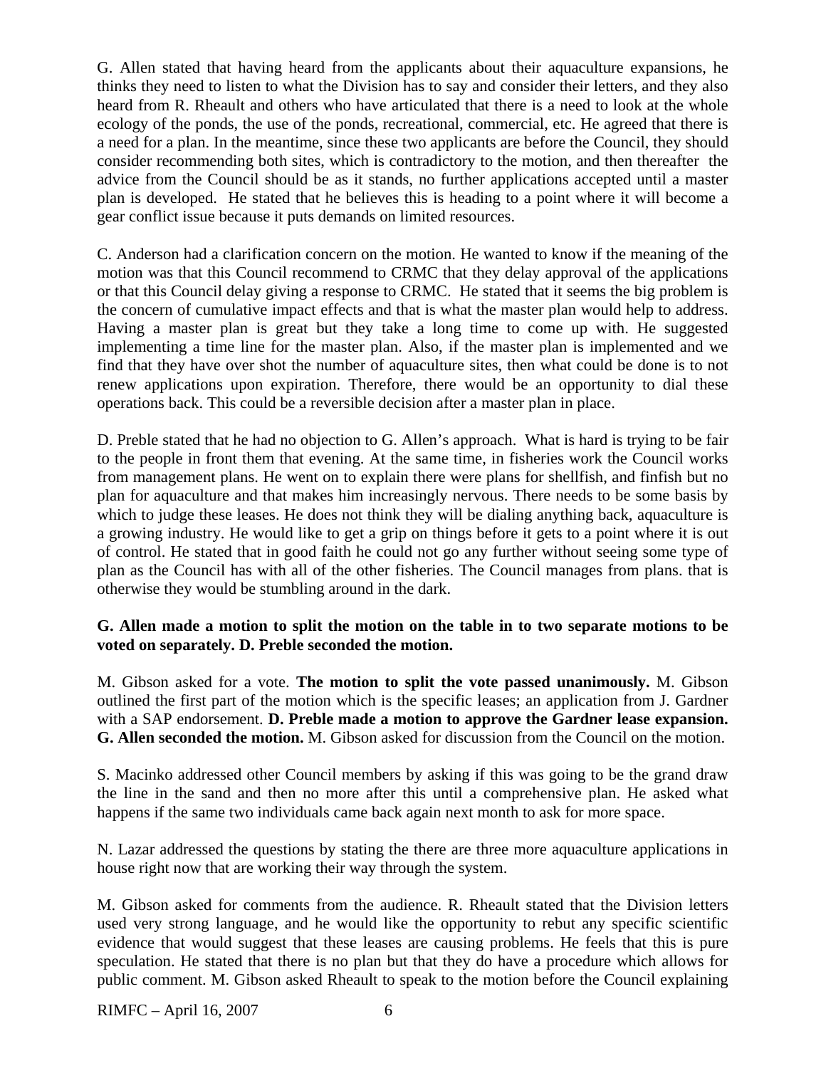G. Allen stated that having heard from the applicants about their aquaculture expansions, he thinks they need to listen to what the Division has to say and consider their letters, and they also heard from R. Rheault and others who have articulated that there is a need to look at the whole ecology of the ponds, the use of the ponds, recreational, commercial, etc. He agreed that there is a need for a plan. In the meantime, since these two applicants are before the Council, they should consider recommending both sites, which is contradictory to the motion, and then thereafter the advice from the Council should be as it stands, no further applications accepted until a master plan is developed. He stated that he believes this is heading to a point where it will become a gear conflict issue because it puts demands on limited resources.

C. Anderson had a clarification concern on the motion. He wanted to know if the meaning of the motion was that this Council recommend to CRMC that they delay approval of the applications or that this Council delay giving a response to CRMC. He stated that it seems the big problem is the concern of cumulative impact effects and that is what the master plan would help to address. Having a master plan is great but they take a long time to come up with. He suggested implementing a time line for the master plan. Also, if the master plan is implemented and we find that they have over shot the number of aquaculture sites, then what could be done is to not renew applications upon expiration. Therefore, there would be an opportunity to dial these operations back. This could be a reversible decision after a master plan in place.

D. Preble stated that he had no objection to G. Allen's approach. What is hard is trying to be fair to the people in front them that evening. At the same time, in fisheries work the Council works from management plans. He went on to explain there were plans for shellfish, and finfish but no plan for aquaculture and that makes him increasingly nervous. There needs to be some basis by which to judge these leases. He does not think they will be dialing anything back, aquaculture is a growing industry. He would like to get a grip on things before it gets to a point where it is out of control. He stated that in good faith he could not go any further without seeing some type of plan as the Council has with all of the other fisheries. The Council manages from plans. that is otherwise they would be stumbling around in the dark.

**G. Allen made a motion to split the motion on the table in to two separate motions to be voted on separately. D. Preble seconded the motion.**

M. Gibson asked for a vote. **The motion to split the vote passed unanimously.** M. Gibson outlined the first part of the motion which is the specific leases; an application from J. Gardner with a SAP endorsement. **D. Preble made a motion to approve the Gardner lease expansion. G. Allen seconded the motion.** M. Gibson asked for discussion from the Council on the motion.

S. Macinko addressed other Council members by asking if this was going to be the grand draw the line in the sand and then no more after this until a comprehensive plan. He asked what happens if the same two individuals came back again next month to ask for more space.

N. Lazar addressed the questions by stating the there are three more aquaculture applications in house right now that are working their way through the system.

M. Gibson asked for comments from the audience. R. Rheault stated that the Division letters used very strong language, and he would like the opportunity to rebut any specific scientific evidence that would suggest that these leases are causing problems. He feels that this is pure speculation. He stated that there is no plan but that they do have a procedure which allows for public comment. M. Gibson asked Rheault to speak to the motion before the Council explaining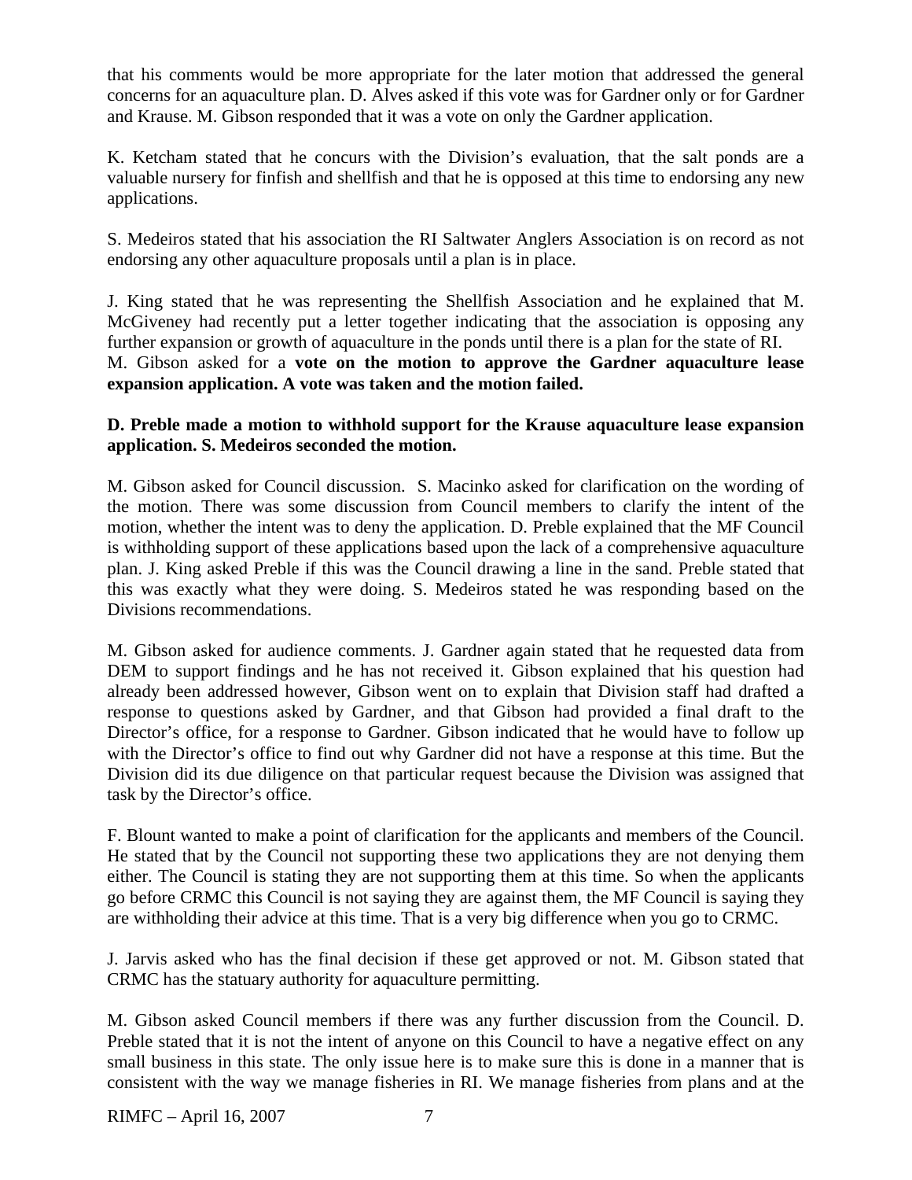that his comments would be more appropriate for the later motion that addressed the general concerns for an aquaculture plan. D. Alves asked if this vote was for Gardner only or for Gardner and Krause. M. Gibson responded that it was a vote on only the Gardner application.

K. Ketcham stated that he concurs with the Division's evaluation, that the salt ponds are a valuable nursery for finfish and shellfish and that he is opposed at this time to endorsing any new applications.

S. Medeiros stated that his association the RI Saltwater Anglers Association is on record as not endorsing any other aquaculture proposals until a plan is in place.

J. King stated that he was representing the Shellfish Association and he explained that M. McGiveney had recently put a letter together indicating that the association is opposing any further expansion or growth of aquaculture in the ponds until there is a plan for the state of RI. M. Gibson asked for a **vote on the motion to approve the Gardner aquaculture lease expansion application. A vote was taken and the motion failed.**

**D. Preble made a motion to withhold support for the Krause aquaculture lease expansion application. S. Medeiros seconded the motion.**

M. Gibson asked for Council discussion. S. Macinko asked for clarification on the wording of the motion. There was some discussion from Council members to clarify the intent of the motion, whether the intent was to deny the application. D. Preble explained that the MF Council is withholding support of these applications based upon the lack of a comprehensive aquaculture plan. J. King asked Preble if this was the Council drawing a line in the sand. Preble stated that this was exactly what they were doing. S. Medeiros stated he was responding based on the Divisions recommendations.

M. Gibson asked for audience comments. J. Gardner again stated that he requested data from DEM to support findings and he has not received it. Gibson explained that his question had already been addressed however, Gibson went on to explain that Division staff had drafted a response to questions asked by Gardner, and that Gibson had provided a final draft to the Director's office, for a response to Gardner. Gibson indicated that he would have to follow up with the Director's office to find out why Gardner did not have a response at this time. But the Division did its due diligence on that particular request because the Division was assigned that task by the Director's office.

F. Blount wanted to make a point of clarification for the applicants and members of the Council. He stated that by the Council not supporting these two applications they are not denying them either. The Council is stating they are not supporting them at this time. So when the applicants go before CRMC this Council is not saying they are against them, the MF Council is saying they are withholding their advice at this time. That is a very big difference when you go to CRMC.

J. Jarvis asked who has the final decision if these get approved or not. M. Gibson stated that CRMC has the statuary authority for aquaculture permitting.

M. Gibson asked Council members if there was any further discussion from the Council. D. Preble stated that it is not the intent of anyone on this Council to have a negative effect on any small business in this state. The only issue here is to make sure this is done in a manner that is consistent with the way we manage fisheries in RI. We manage fisheries from plans and at the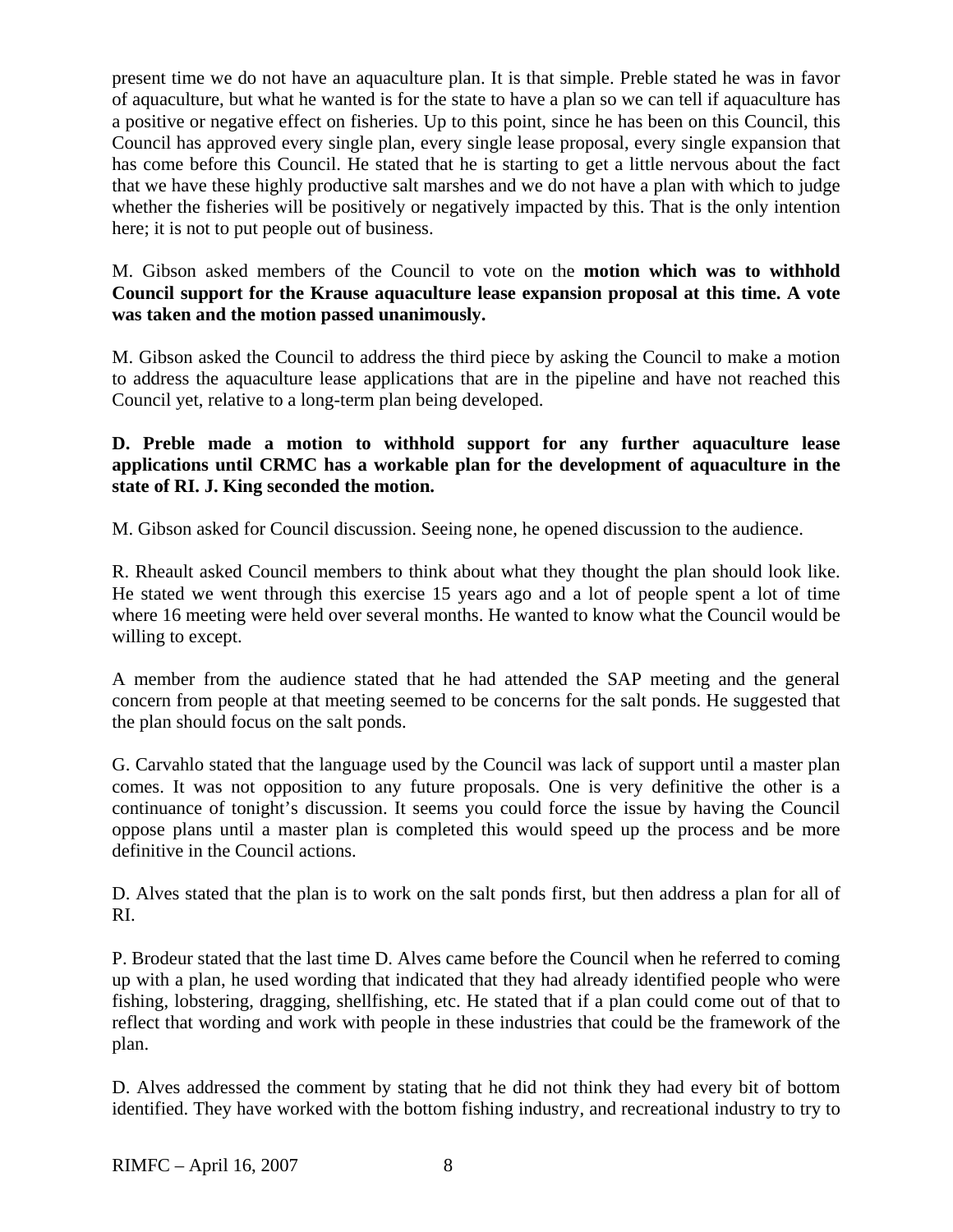present time we do not have an aquaculture plan. It is that simple. Preble stated he was in favor of aquaculture, but what he wanted is for the state to have a plan so we can tell if aquaculture has a positive or negative effect on fisheries. Up to this point, since he has been on this Council, this Council has approved every single plan, every single lease proposal, every single expansion that has come before this Council. He stated that he is starting to get a little nervous about the fact that we have these highly productive salt marshes and we do not have a plan with which to judge whether the fisheries will be positively or negatively impacted by this. That is the only intention here; it is not to put people out of business.

M. Gibson asked members of the Council to vote on the **motion which was to withhold Council support for the Krause aquaculture lease expansion proposal at this time. A vote was taken and the motion passed unanimously.**

M. Gibson asked the Council to address the third piece by asking the Council to make a motion to address the aquaculture lease applications that are in the pipeline and have not reached this Council yet, relative to a long-term plan being developed.

**D. Preble made a motion to withhold support for any further aquaculture lease applications until CRMC has a workable plan for the development of aquaculture in the state of RI. J. King seconded the motion.**

M. Gibson asked for Council discussion. Seeing none, he opened discussion to the audience.

R. Rheault asked Council members to think about what they thought the plan should look like. He stated we went through this exercise 15 years ago and a lot of people spent a lot of time where 16 meeting were held over several months. He wanted to know what the Council would be willing to except.

A member from the audience stated that he had attended the SAP meeting and the general concern from people at that meeting seemed to be concerns for the salt ponds. He suggested that the plan should focus on the salt ponds.

G. Carvahlo stated that the language used by the Council was lack of support until a master plan comes. It was not opposition to any future proposals. One is very definitive the other is a continuance of tonight's discussion. It seems you could force the issue by having the Council oppose plans until a master plan is completed this would speed up the process and be more definitive in the Council actions.

D. Alves stated that the plan is to work on the salt ponds first, but then address a plan for all of RI.

P. Brodeur stated that the last time D. Alves came before the Council when he referred to coming up with a plan, he used wording that indicated that they had already identified people who were fishing, lobstering, dragging, shellfishing, etc. He stated that if a plan could come out of that to reflect that wording and work with people in these industries that could be the framework of the plan.

D. Alves addressed the comment by stating that he did not think they had every bit of bottom identified. They have worked with the bottom fishing industry, and recreational industry to try to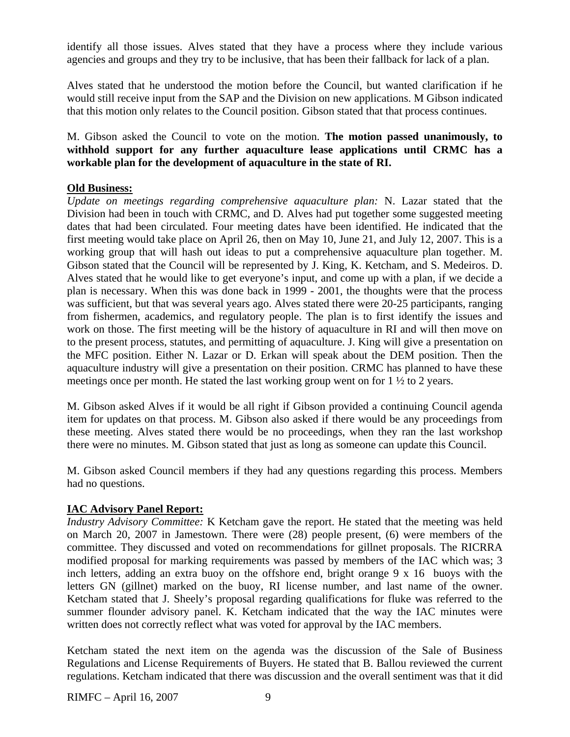identify all those issues. Alves stated that they have a process where they include various agencies and groups and they try to be inclusive, that has been their fallback for lack of a plan.

Alves stated that he understood the motion before the Council, but wanted clarification if he would still receive input from the SAP and the Division on new applications. M Gibson indicated that this motion only relates to the Council position. Gibson stated that that process continues.

M. Gibson asked the Council to vote on the motion. **The motion passed unanimously, to withhold support for any further aquaculture lease applications until CRMC has a workable plan for the development of aquaculture in the state of RI.**

**Old Business:**

*Update on meetings regarding comprehensive aquaculture plan:* N. Lazar stated that the Division had been in touch with CRMC, and D. Alves had put together some suggested meeting dates that had been circulated. Four meeting dates have been identified. He indicated that the first meeting would take place on April 26, then on May 10, June 21, and July 12, 2007. This is a working group that will hash out ideas to put a comprehensive aquaculture plan together. M. Gibson stated that the Council will be represented by J. King, K. Ketcham, and S. Medeiros. D. Alves stated that he would like to get everyone's input, and come up with a plan, if we decide a plan is necessary. When this was done back in 1999 - 2001, the thoughts were that the process was sufficient, but that was several years ago. Alves stated there were 20-25 participants, ranging from fishermen, academics, and regulatory people. The plan is to first identify the issues and work on those. The first meeting will be the history of aquaculture in RI and will then move on to the present process, statutes, and permitting of aquaculture. J. King will give a presentation on the MFC position. Either N. Lazar or D. Erkan will speak about the DEM position. Then the aquaculture industry will give a presentation on their position. CRMC has planned to have these meetings once per month. He stated the last working group went on for 1 ½ to 2 years.

M. Gibson asked Alves if it would be all right if Gibson provided a continuing Council agenda item for updates on that process. M. Gibson also asked if there would be any proceedings from these meeting. Alves stated there would be no proceedings, when they ran the last workshop there were no minutes. M. Gibson stated that just as long as someone can update this Council.

M. Gibson asked Council members if they had any questions regarding this process. Members had no questions.

**IAC Advisory Panel Report:**

*Industry Advisory Committee:* K Ketcham gave the report. He stated that the meeting was held on March 20, 2007 in Jamestown. There were (28) people present, (6) were members of the committee. They discussed and voted on recommendations for gillnet proposals. The RICRRA modified proposal for marking requirements was passed by members of the IAC which was; 3 inch letters, adding an extra buoy on the offshore end, bright orange 9 x 16 buoys with the letters GN (gillnet) marked on the buoy, RI license number, and last name of the owner. Ketcham stated that J. Sheely's proposal regarding qualifications for fluke was referred to the summer flounder advisory panel. K. Ketcham indicated that the way the IAC minutes were written does not correctly reflect what was voted for approval by the IAC members.

Ketcham stated the next item on the agenda was the discussion of the Sale of Business Regulations and License Requirements of Buyers. He stated that B. Ballou reviewed the current regulations. Ketcham indicated that there was discussion and the overall sentiment was that it did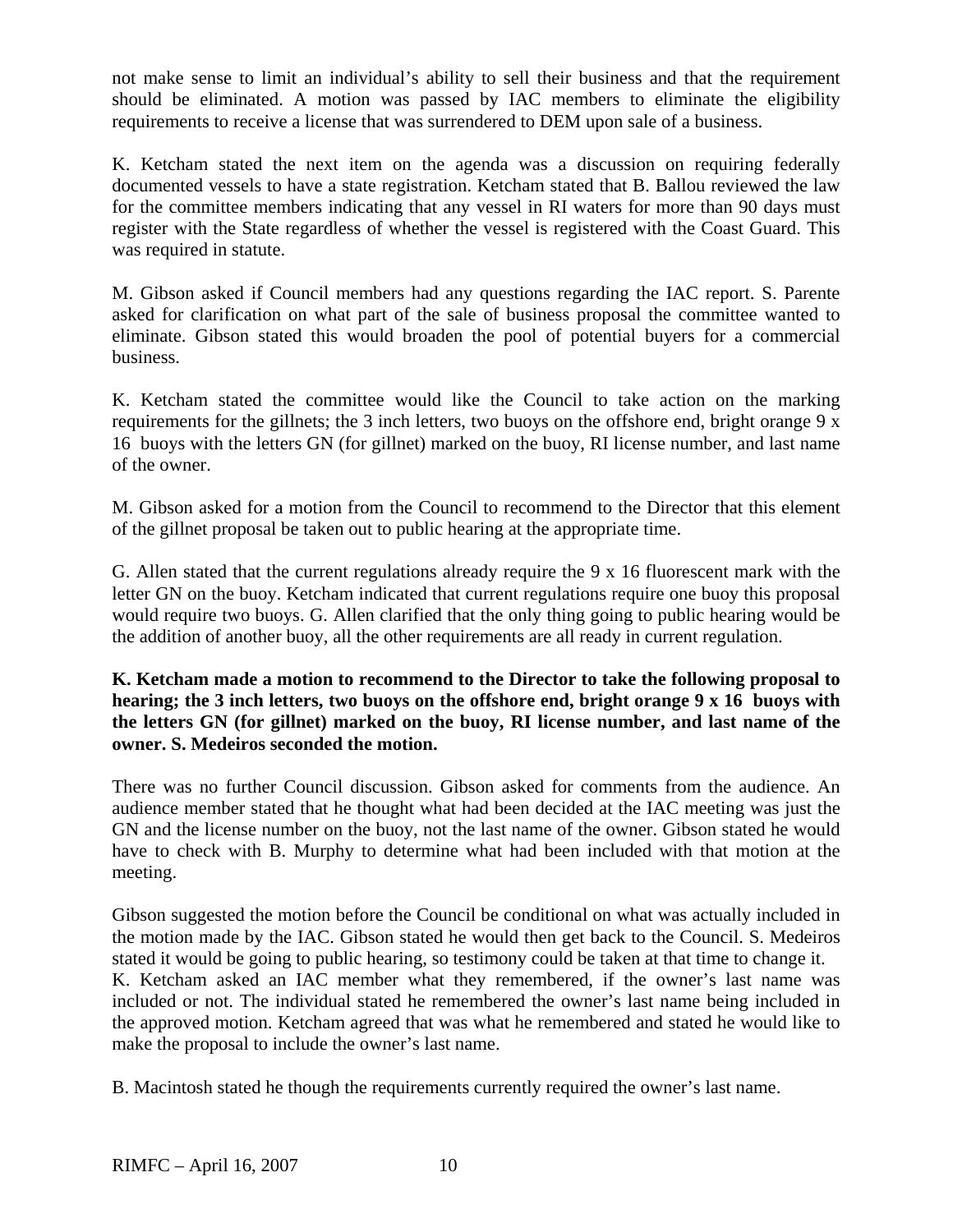not make sense to limit an individual's ability to sell their business and that the requirement should be eliminated. A motion was passed by IAC members to eliminate the eligibility requirements to receive a license that was surrendered to DEM upon sale of a business.

K. Ketcham stated the next item on the agenda was a discussion on requiring federally documented vessels to have a state registration. Ketcham stated that B. Ballou reviewed the law for the committee members indicating that any vessel in RI waters for more than 90 days must register with the State regardless of whether the vessel is registered with the Coast Guard. This was required in statute.

M. Gibson asked if Council members had any questions regarding the IAC report. S. Parente asked for clarification on what part of the sale of business proposal the committee wanted to eliminate. Gibson stated this would broaden the pool of potential buyers for a commercial business.

K. Ketcham stated the committee would like the Council to take action on the marking requirements for the gillnets; the 3 inch letters, two buoys on the offshore end, bright orange 9 x 16 buoys with the letters GN (for gillnet) marked on the buoy, RI license number, and last name of the owner.

M. Gibson asked for a motion from the Council to recommend to the Director that this element of the gillnet proposal be taken out to public hearing at the appropriate time.

G. Allen stated that the current regulations already require the 9 x 16 fluorescent mark with the letter GN on the buoy. Ketcham indicated that current regulations require one buoy this proposal would require two buoys. G. Allen clarified that the only thing going to public hearing would be the addition of another buoy, all the other requirements are all ready in current regulation.

**K. Ketcham made a motion to recommend to the Director to take the following proposal to hearing; the 3 inch letters, two buoys on the offshore end, bright orange 9 x 16 buoys with the letters GN (for gillnet) marked on the buoy, RI license number, and last name of the owner. S. Medeiros seconded the motion.**

There was no further Council discussion. Gibson asked for comments from the audience. An audience member stated that he thought what had been decided at the IAC meeting was just the GN and the license number on the buoy, not the last name of the owner. Gibson stated he would have to check with B. Murphy to determine what had been included with that motion at the meeting.

Gibson suggested the motion before the Council be conditional on what was actually included in the motion made by the IAC. Gibson stated he would then get back to the Council. S. Medeiros stated it would be going to public hearing, so testimony could be taken at that time to change it. K. Ketcham asked an IAC member what they remembered, if the owner's last name was included or not. The individual stated he remembered the owner's last name being included in the approved motion. Ketcham agreed that was what he remembered and stated he would like to make the proposal to include the owner's last name.

B. Macintosh stated he though the requirements currently required the owner's last name.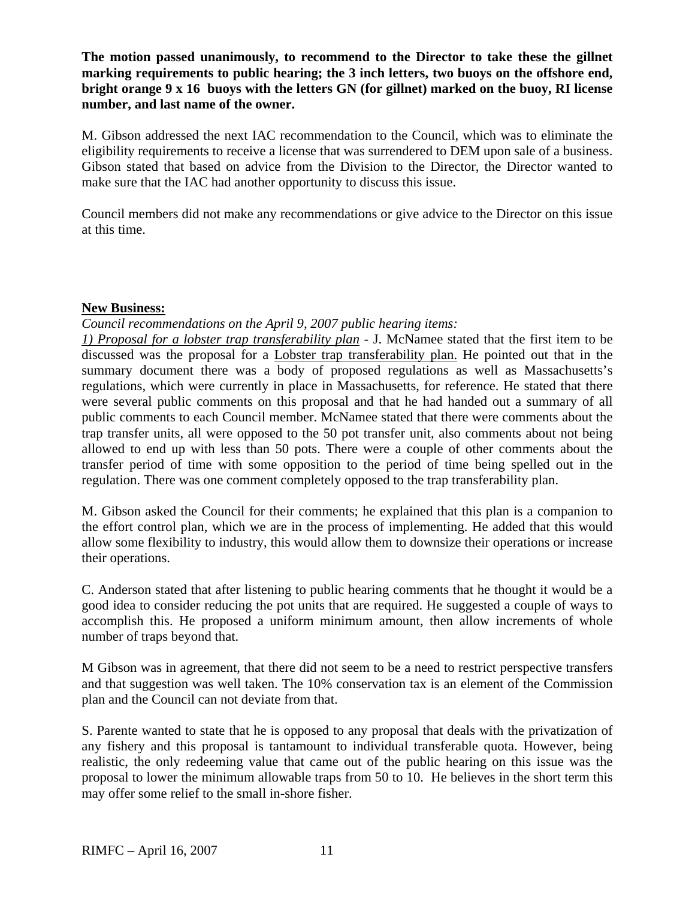**The motion passed unanimously, to recommend to the Director to take these the gillnet marking requirements to public hearing; the 3 inch letters, two buoys on the offshore end, bright orange 9 x 16 buoys with the letters GN (for gillnet) marked on the buoy, RI license number, and last name of the owner.**

M. Gibson addressed the next IAC recommendation to the Council, which was to eliminate the eligibility requirements to receive a license that was surrendered to DEM upon sale of a business. Gibson stated that based on advice from the Division to the Director, the Director wanted to make sure that the IAC had another opportunity to discuss this issue.

Council members did not make any recommendations or give advice to the Director on this issue at this time.

**New Business:**

*Council recommendations on the April 9, 2007 public hearing items:*

*1) Proposal for a lobster trap transferability plan* - J. McNamee stated that the first item to be discussed was the proposal for a Lobster trap transferability plan. He pointed out that in the summary document there was a body of proposed regulations as well as Massachusetts's regulations, which were currently in place in Massachusetts, for reference. He stated that there were several public comments on this proposal and that he had handed out a summary of all public comments to each Council member. McNamee stated that there were comments about the trap transfer units, all were opposed to the 50 pot transfer unit, also comments about not being allowed to end up with less than 50 pots. There were a couple of other comments about the transfer period of time with some opposition to the period of time being spelled out in the regulation. There was one comment completely opposed to the trap transferability plan.

M. Gibson asked the Council for their comments; he explained that this plan is a companion to the effort control plan, which we are in the process of implementing. He added that this would allow some flexibility to industry, this would allow them to downsize their operations or increase their operations.

C. Anderson stated that after listening to public hearing comments that he thought it would be a good idea to consider reducing the pot units that are required. He suggested a couple of ways to accomplish this. He proposed a uniform minimum amount, then allow increments of whole number of traps beyond that.

M Gibson was in agreement, that there did not seem to be a need to restrict perspective transfers and that suggestion was well taken. The 10% conservation tax is an element of the Commission plan and the Council can not deviate from that.

S. Parente wanted to state that he is opposed to any proposal that deals with the privatization of any fishery and this proposal is tantamount to individual transferable quota. However, being realistic, the only redeeming value that came out of the public hearing on this issue was the proposal to lower the minimum allowable traps from 50 to 10. He believes in the short term this may offer some relief to the small in-shore fisher.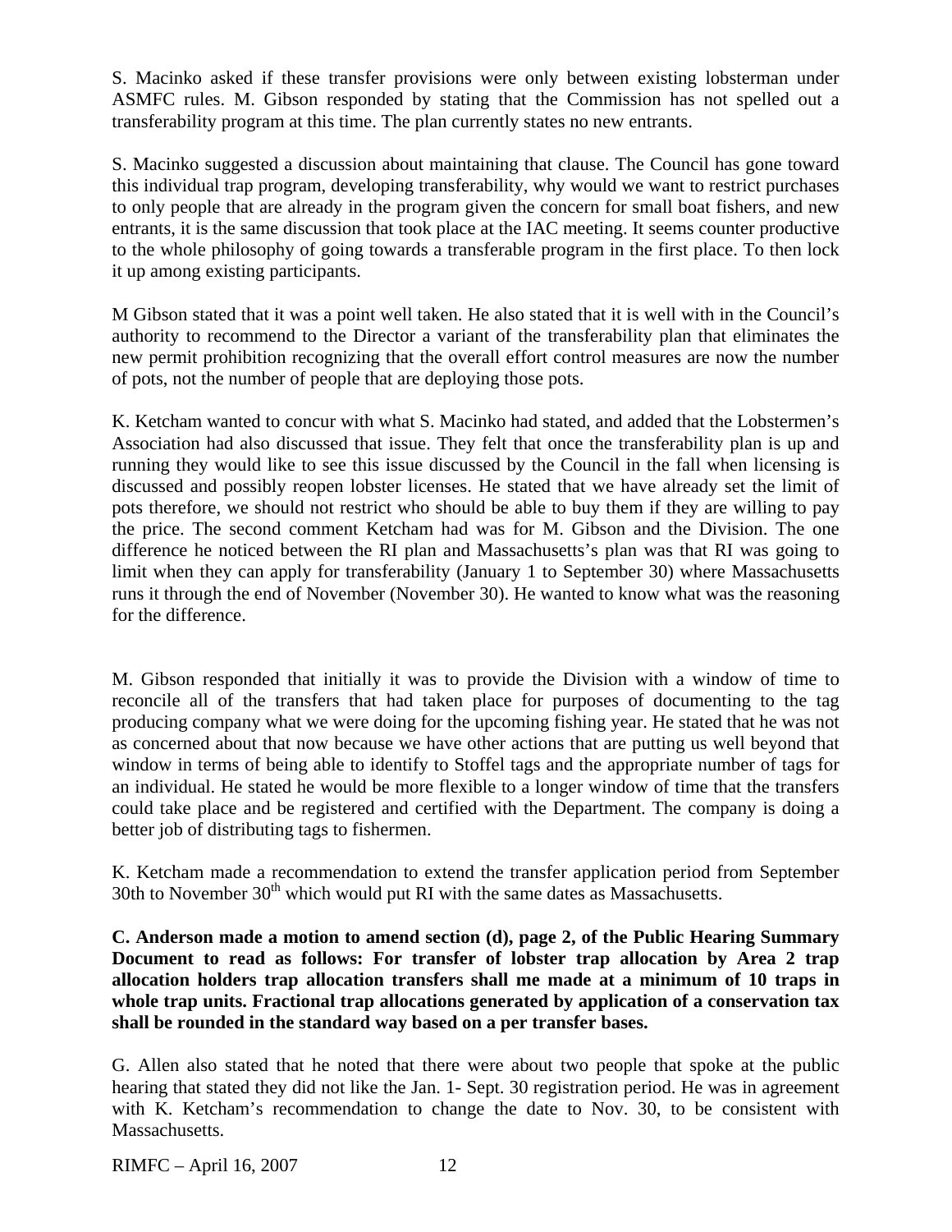S. Macinko asked if these transfer provisions were only between existing lobsterman under ASMFC rules. M. Gibson responded by stating that the Commission has not spelled out a transferability program at this time. The plan currently states no new entrants.

S. Macinko suggested a discussion about maintaining that clause. The Council has gone toward this individual trap program, developing transferability, why would we want to restrict purchases to only people that are already in the program given the concern for small boat fishers, and new entrants, it is the same discussion that took place at the IAC meeting. It seems counter productive to the whole philosophy of going towards a transferable program in the first place. To then lock it up among existing participants.

M Gibson stated that it was a point well taken. He also stated that it is well with in the Council's authority to recommend to the Director a variant of the transferability plan that eliminates the new permit prohibition recognizing that the overall effort control measures are now the number of pots, not the number of people that are deploying those pots.

K. Ketcham wanted to concur with what S. Macinko had stated, and added that the Lobstermen's Association had also discussed that issue. They felt that once the transferability plan is up and running they would like to see this issue discussed by the Council in the fall when licensing is discussed and possibly reopen lobster licenses. He stated that we have already set the limit of pots therefore, we should not restrict who should be able to buy them if they are willing to pay the price. The second comment Ketcham had was for M. Gibson and the Division. The one difference he noticed between the RI plan and Massachusetts's plan was that RI was going to limit when they can apply for transferability (January 1 to September 30) where Massachusetts runs it through the end of November (November 30). He wanted to know what was the reasoning for the difference.

M. Gibson responded that initially it was to provide the Division with a window of time to reconcile all of the transfers that had taken place for purposes of documenting to the tag producing company what we were doing for the upcoming fishing year. He stated that he was not as concerned about that now because we have other actions that are putting us well beyond that window in terms of being able to identify to Stoffel tags and the appropriate number of tags for an individual. He stated he would be more flexible to a longer window of time that the transfers could take place and be registered and certified with the Department. The company is doing a better job of distributing tags to fishermen.

K. Ketcham made a recommendation to extend the transfer application period from September 30th to November 30th which would put RI with the same dates as Massachusetts.

**C. Anderson made a motion to amend section (d), page 2, of the Public Hearing Summary Document to read as follows: For transfer of lobster trap allocation by Area 2 trap allocation holders trap allocation transfers shall me made at a minimum of 10 traps in whole trap units. Fractional trap allocations generated by application of a conservation tax shall be rounded in the standard way based on a per transfer bases.**

G. Allen also stated that he noted that there were about two people that spoke at the public hearing that stated they did not like the Jan. 1- Sept. 30 registration period. He was in agreement with K. Ketcham's recommendation to change the date to Nov. 30, to be consistent with Massachusetts.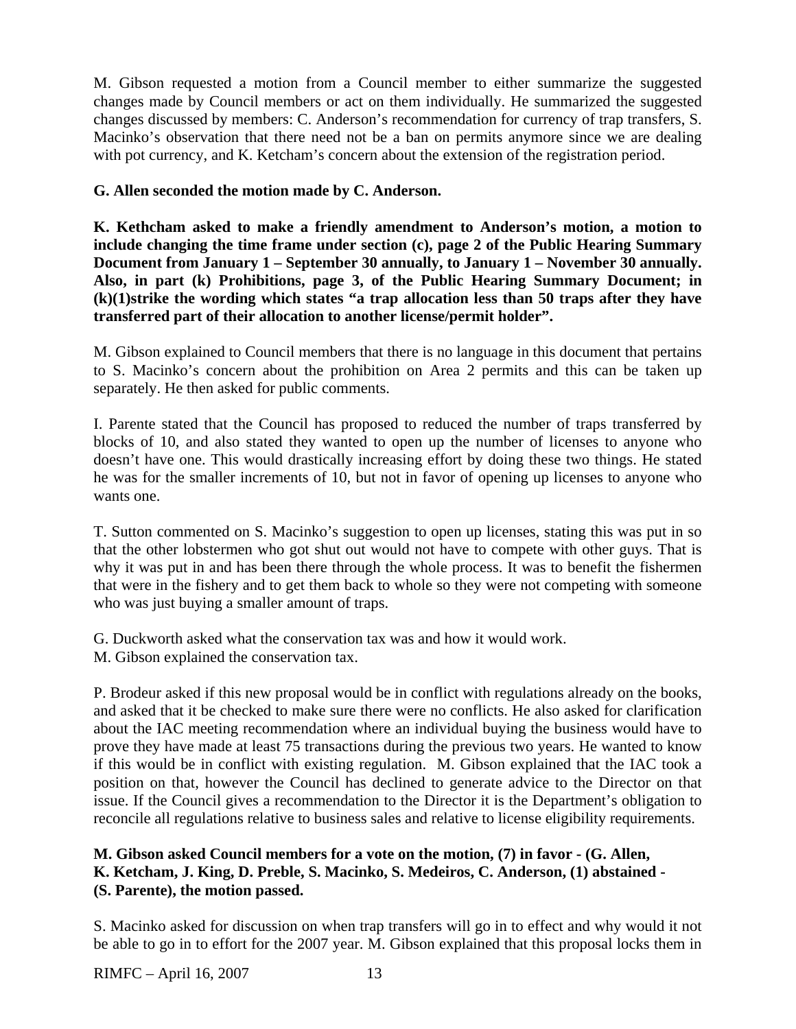M. Gibson requested a motion from a Council member to either summarize the suggested changes made by Council members or act on them individually. He summarized the suggested changes discussed by members: C. Anderson's recommendation for currency of trap transfers, S. Macinko's observation that there need not be a ban on permits anymore since we are dealing with pot currency, and K. Ketcham's concern about the extension of the registration period.

**G. Allen seconded the motion made by C. Anderson.**

**K. Kethcham asked to make a friendly amendment to Anderson's motion, a motion to include changing the time frame under section (c), page 2 of the Public Hearing Summary Document from January 1 – September 30 annually, to January 1 – November 30 annually. Also, in part (k) Prohibitions, page 3, of the Public Hearing Summary Document; in (k)(1)strike the wording which states "a trap allocation less than 50 traps after they have transferred part of their allocation to another license/permit holder".**

M. Gibson explained to Council members that there is no language in this document that pertains to S. Macinko's concern about the prohibition on Area 2 permits and this can be taken up separately. He then asked for public comments.

I. Parente stated that the Council has proposed to reduced the number of traps transferred by blocks of 10, and also stated they wanted to open up the number of licenses to anyone who doesn't have one. This would drastically increasing effort by doing these two things. He stated he was for the smaller increments of 10, but not in favor of opening up licenses to anyone who wants one.

T. Sutton commented on S. Macinko's suggestion to open up licenses, stating this was put in so that the other lobstermen who got shut out would not have to compete with other guys. That is why it was put in and has been there through the whole process. It was to benefit the fishermen that were in the fishery and to get them back to whole so they were not competing with someone who was just buying a smaller amount of traps.

G. Duckworth asked what the conservation tax was and how it would work.
M. Gibson explained the conservation tax.

P. Brodeur asked if this new proposal would be in conflict with regulations already on the books, and asked that it be checked to make sure there were no conflicts. He also asked for clarification about the IAC meeting recommendation where an individual buying the business would have to prove they have made at least 75 transactions during the previous two years. He wanted to know if this would be in conflict with existing regulation. M. Gibson explained that the IAC took a position on that, however the Council has declined to generate advice to the Director on that issue. If the Council gives a recommendation to the Director it is the Department's obligation to reconcile all regulations relative to business sales and relative to license eligibility requirements.

**M. Gibson asked Council members for a vote on the motion, (7) in favor - (G. Allen, K. Ketcham, J. King, D. Preble, S. Macinko, S. Medeiros, C. Anderson, (1) abstained - (S. Parente), the motion passed.**

S. Macinko asked for discussion on when trap transfers will go in to effect and why would it not be able to go in to effort for the 2007 year. M. Gibson explained that this proposal locks them in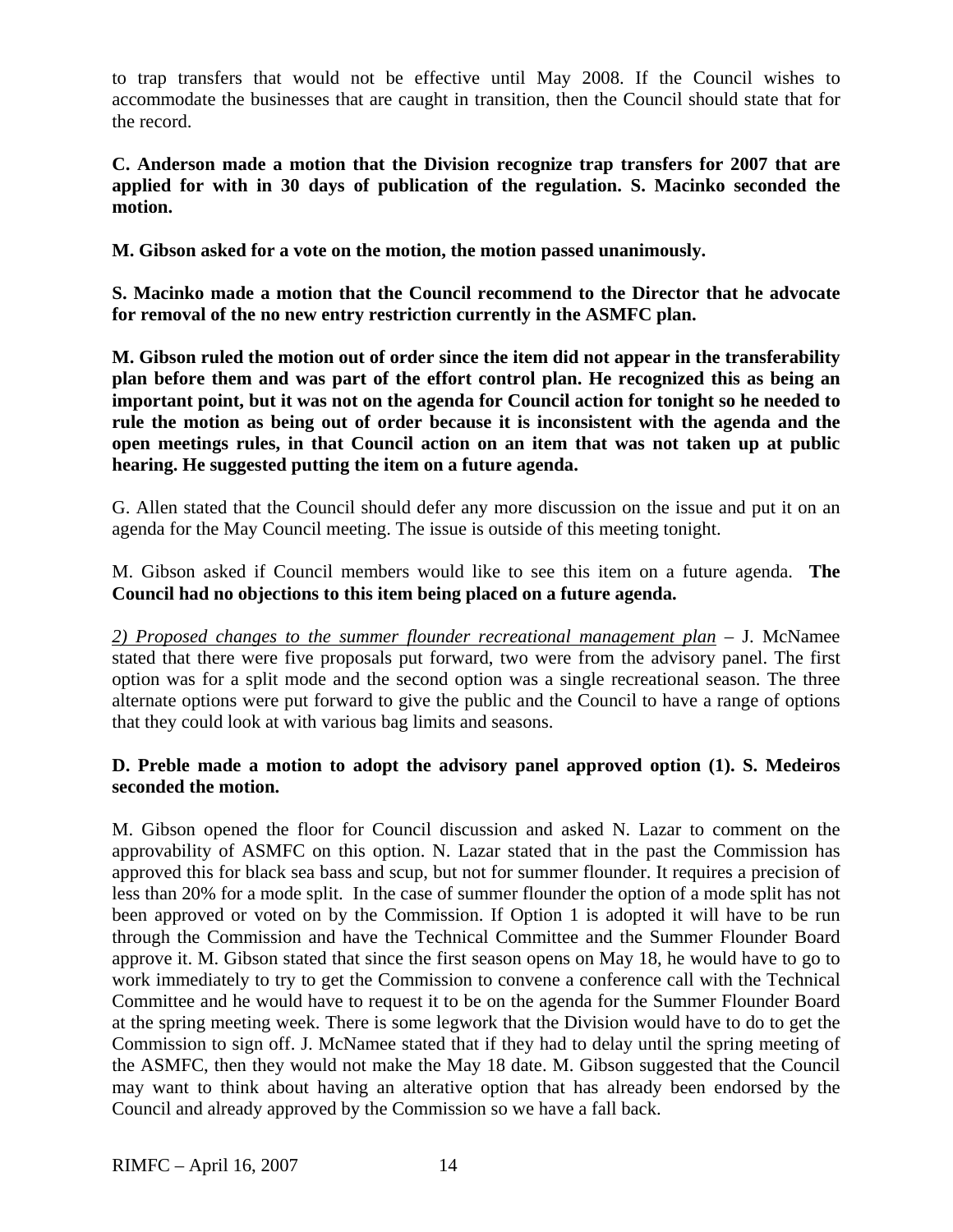to trap transfers that would not be effective until May 2008. If the Council wishes to accommodate the businesses that are caught in transition, then the Council should state that for the record.

**C. Anderson made a motion that the Division recognize trap transfers for 2007 that are applied for with in 30 days of publication of the regulation. S. Macinko seconded the motion.**

**M. Gibson asked for a vote on the motion, the motion passed unanimously.**

**S. Macinko made a motion that the Council recommend to the Director that he advocate for removal of the no new entry restriction currently in the ASMFC plan.**

**M. Gibson ruled the motion out of order since the item did not appear in the transferability plan before them and was part of the effort control plan. He recognized this as being an important point, but it was not on the agenda for Council action for tonight so he needed to rule the motion as being out of order because it is inconsistent with the agenda and the open meetings rules, in that Council action on an item that was not taken up at public hearing. He suggested putting the item on a future agenda.**

G. Allen stated that the Council should defer any more discussion on the issue and put it on an agenda for the May Council meeting. The issue is outside of this meeting tonight.

M. Gibson asked if Council members would like to see this item on a future agenda. **The Council had no objections to this item being placed on a future agenda.**

*2) Proposed changes to the summer flounder recreational management plan* – J. McNamee stated that there were five proposals put forward, two were from the advisory panel. The first option was for a split mode and the second option was a single recreational season. The three alternate options were put forward to give the public and the Council to have a range of options that they could look at with various bag limits and seasons.

**D. Preble made a motion to adopt the advisory panel approved option (1). S. Medeiros seconded the motion.**

M. Gibson opened the floor for Council discussion and asked N. Lazar to comment on the approvability of ASMFC on this option. N. Lazar stated that in the past the Commission has approved this for black sea bass and scup, but not for summer flounder. It requires a precision of less than 20% for a mode split. In the case of summer flounder the option of a mode split has not been approved or voted on by the Commission. If Option 1 is adopted it will have to be run through the Commission and have the Technical Committee and the Summer Flounder Board approve it. M. Gibson stated that since the first season opens on May 18, he would have to go to work immediately to try to get the Commission to convene a conference call with the Technical Committee and he would have to request it to be on the agenda for the Summer Flounder Board at the spring meeting week. There is some legwork that the Division would have to do to get the Commission to sign off. J. McNamee stated that if they had to delay until the spring meeting of the ASMFC, then they would not make the May 18 date. M. Gibson suggested that the Council may want to think about having an alterative option that has already been endorsed by the Council and already approved by the Commission so we have a fall back.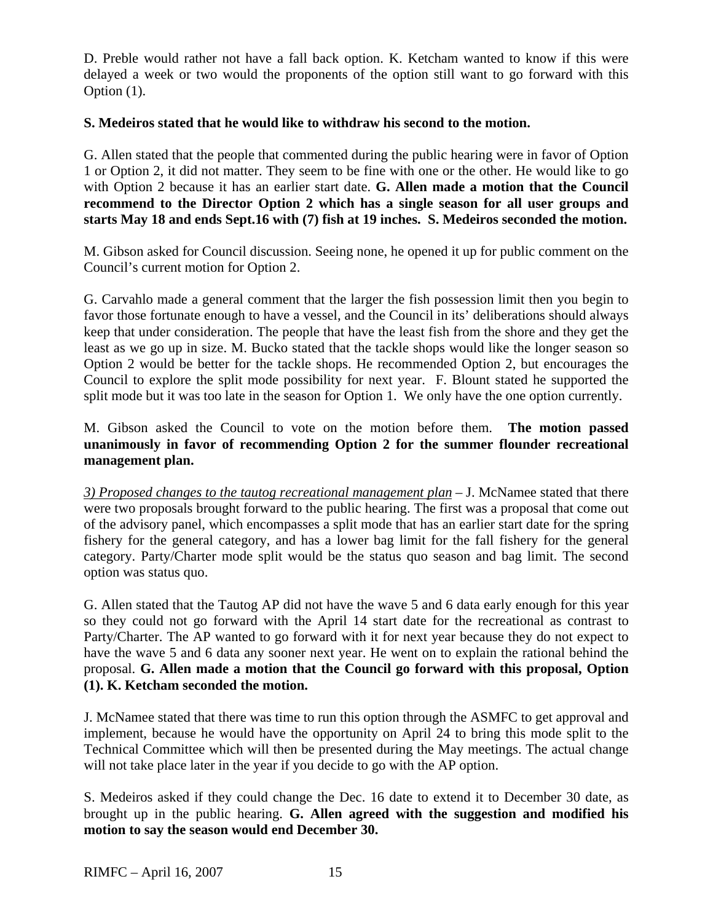D. Preble would rather not have a fall back option. K. Ketcham wanted to know if this were delayed a week or two would the proponents of the option still want to go forward with this Option (1).

**S. Medeiros stated that he would like to withdraw his second to the motion.**

G. Allen stated that the people that commented during the public hearing were in favor of Option 1 or Option 2, it did not matter. They seem to be fine with one or the other. He would like to go with Option 2 because it has an earlier start date. **G. Allen made a motion that the Council recommend to the Director Option 2 which has a single season for all user groups and starts May 18 and ends Sept.16 with (7) fish at 19 inches. S. Medeiros seconded the motion.**

M. Gibson asked for Council discussion. Seeing none, he opened it up for public comment on the Council's current motion for Option 2.

G. Carvahlo made a general comment that the larger the fish possession limit then you begin to favor those fortunate enough to have a vessel, and the Council in its' deliberations should always keep that under consideration. The people that have the least fish from the shore and they get the least as we go up in size. M. Bucko stated that the tackle shops would like the longer season so Option 2 would be better for the tackle shops. He recommended Option 2, but encourages the Council to explore the split mode possibility for next year. F. Blount stated he supported the split mode but it was too late in the season for Option 1. We only have the one option currently.

M. Gibson asked the Council to vote on the motion before them. **The motion passed unanimously in favor of recommending Option 2 for the summer flounder recreational management plan.**

*3) Proposed changes to the tautog recreational management plan* – J. McNamee stated that there were two proposals brought forward to the public hearing. The first was a proposal that come out of the advisory panel, which encompasses a split mode that has an earlier start date for the spring fishery for the general category, and has a lower bag limit for the fall fishery for the general category. Party/Charter mode split would be the status quo season and bag limit. The second option was status quo.

G. Allen stated that the Tautog AP did not have the wave 5 and 6 data early enough for this year so they could not go forward with the April 14 start date for the recreational as contrast to Party/Charter. The AP wanted to go forward with it for next year because they do not expect to have the wave 5 and 6 data any sooner next year. He went on to explain the rational behind the proposal. **G. Allen made a motion that the Council go forward with this proposal, Option (1). K. Ketcham seconded the motion.**

J. McNamee stated that there was time to run this option through the ASMFC to get approval and implement, because he would have the opportunity on April 24 to bring this mode split to the Technical Committee which will then be presented during the May meetings. The actual change will not take place later in the year if you decide to go with the AP option.

S. Medeiros asked if they could change the Dec. 16 date to extend it to December 30 date, as brought up in the public hearing. **G. Allen agreed with the suggestion and modified his motion to say the season would end December 30.**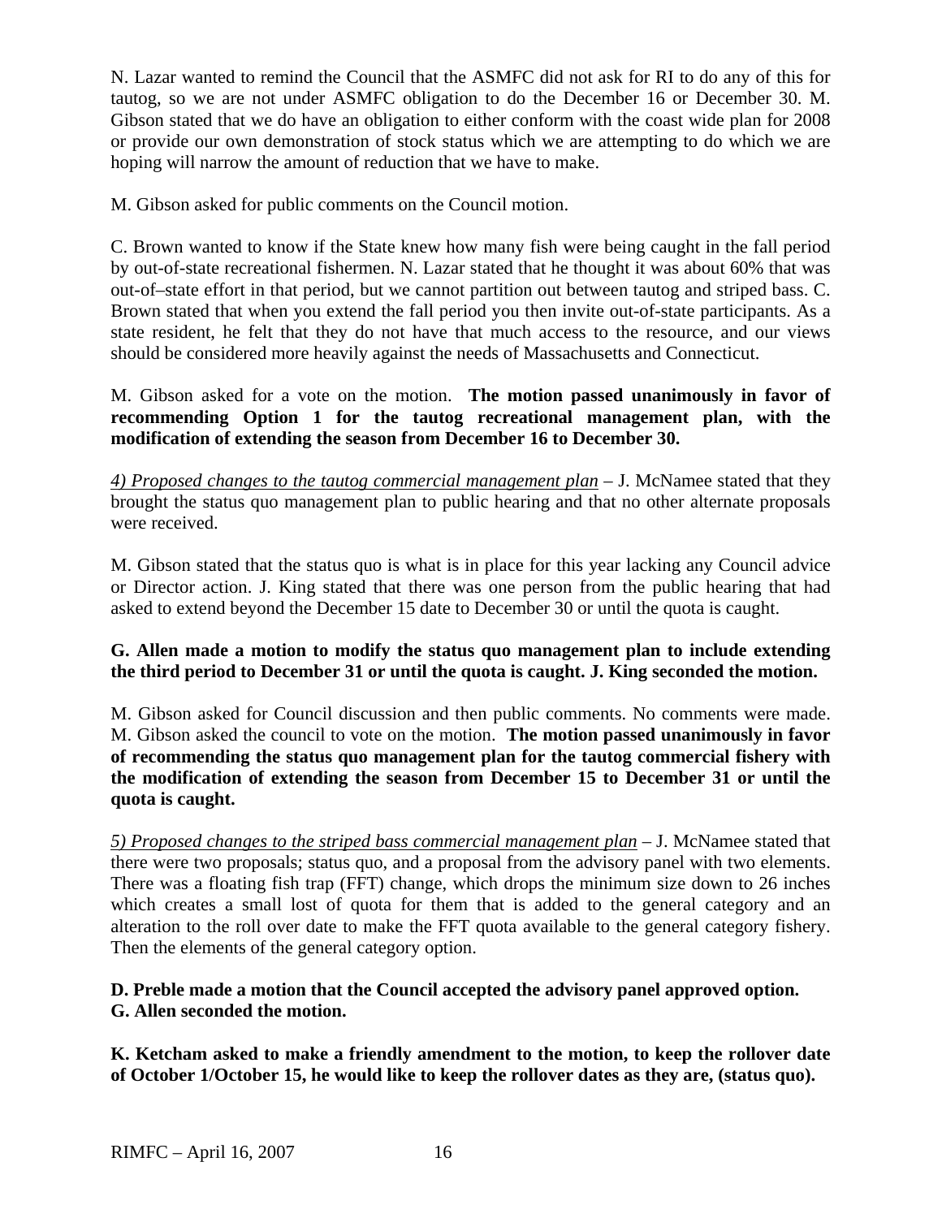N. Lazar wanted to remind the Council that the ASMFC did not ask for RI to do any of this for tautog, so we are not under ASMFC obligation to do the December 16 or December 30. M. Gibson stated that we do have an obligation to either conform with the coast wide plan for 2008 or provide our own demonstration of stock status which we are attempting to do which we are hoping will narrow the amount of reduction that we have to make.

M. Gibson asked for public comments on the Council motion.

C. Brown wanted to know if the State knew how many fish were being caught in the fall period by out-of-state recreational fishermen. N. Lazar stated that he thought it was about 60% that was out-of–state effort in that period, but we cannot partition out between tautog and striped bass. C. Brown stated that when you extend the fall period you then invite out-of-state participants. As a state resident, he felt that they do not have that much access to the resource, and our views should be considered more heavily against the needs of Massachusetts and Connecticut.

M. Gibson asked for a vote on the motion. **The motion passed unanimously in favor of recommending Option 1 for the tautog recreational management plan, with the modification of extending the season from December 16 to December 30.**

*<u>4) Proposed changes to the tautog commercial management plan</u>* – J. McNamee stated that they brought the status quo management plan to public hearing and that no other alternate proposals were received.

M. Gibson stated that the status quo is what is in place for this year lacking any Council advice or Director action. J. King stated that there was one person from the public hearing that had asked to extend beyond the December 15 date to December 30 or until the quota is caught.

**G. Allen made a motion to modify the status quo management plan to include extending the third period to December 31 or until the quota is caught. J. King seconded the motion.**

M. Gibson asked for Council discussion and then public comments. No comments were made. M. Gibson asked the council to vote on the motion. **The motion passed unanimously in favor of recommending the status quo management plan for the tautog commercial fishery with the modification of extending the season from December 15 to December 31 or until the quota is caught.**

*<u>5) Proposed changes to the striped bass commercial management plan</u>* – J. McNamee stated that there were two proposals; status quo, and a proposal from the advisory panel with two elements. There was a floating fish trap (FFT) change, which drops the minimum size down to 26 inches which creates a small lost of quota for them that is added to the general category and an alteration to the roll over date to make the FFT quota available to the general category fishery. Then the elements of the general category option.

**D. Preble made a motion that the Council accepted the advisory panel approved option. G. Allen seconded the motion.**

**K. Ketcham asked to make a friendly amendment to the motion, to keep the rollover date of October 1/October 15, he would like to keep the rollover dates as they are, (status quo).**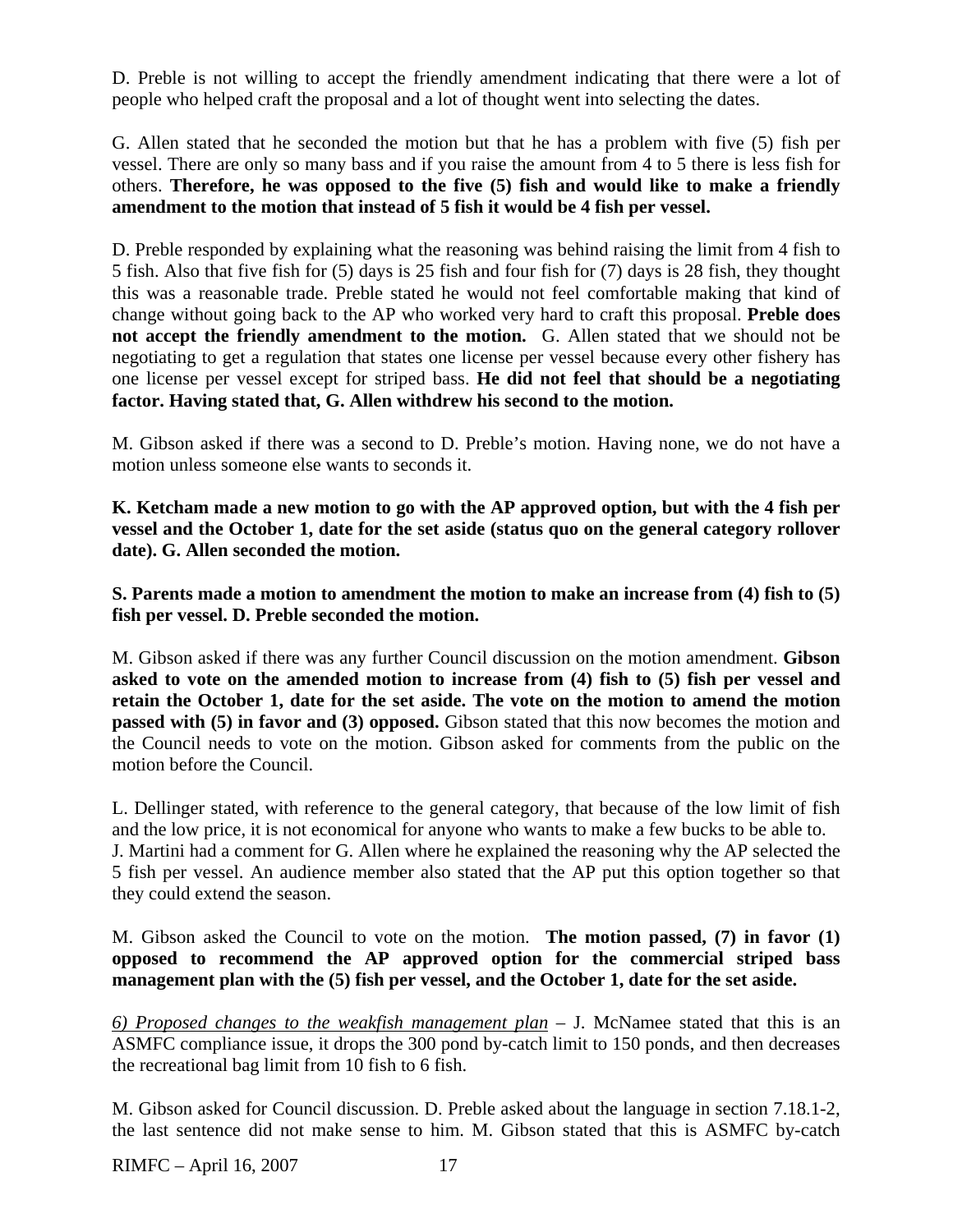D. Preble is not willing to accept the friendly amendment indicating that there were a lot of people who helped craft the proposal and a lot of thought went into selecting the dates.

G. Allen stated that he seconded the motion but that he has a problem with five (5) fish per vessel. There are only so many bass and if you raise the amount from 4 to 5 there is less fish for others. **Therefore, he was opposed to the five (5) fish and would like to make a friendly amendment to the motion that instead of 5 fish it would be 4 fish per vessel.**

D. Preble responded by explaining what the reasoning was behind raising the limit from 4 fish to 5 fish. Also that five fish for (5) days is 25 fish and four fish for (7) days is 28 fish, they thought this was a reasonable trade. Preble stated he would not feel comfortable making that kind of change without going back to the AP who worked very hard to craft this proposal. **Preble does not accept the friendly amendment to the motion.** G. Allen stated that we should not be negotiating to get a regulation that states one license per vessel because every other fishery has one license per vessel except for striped bass. **He did not feel that should be a negotiating factor. Having stated that, G. Allen withdrew his second to the motion.**

M. Gibson asked if there was a second to D. Preble's motion. Having none, we do not have a motion unless someone else wants to seconds it.

**K. Ketcham made a new motion to go with the AP approved option, but with the 4 fish per vessel and the October 1, date for the set aside (status quo on the general category rollover date). G. Allen seconded the motion.**

**S. Parents made a motion to amendment the motion to make an increase from (4) fish to (5) fish per vessel. D. Preble seconded the motion.**

M. Gibson asked if there was any further Council discussion on the motion amendment. **Gibson asked to vote on the amended motion to increase from (4) fish to (5) fish per vessel and retain the October 1, date for the set aside. The vote on the motion to amend the motion passed with (5) in favor and (3) opposed.** Gibson stated that this now becomes the motion and the Council needs to vote on the motion. Gibson asked for comments from the public on the motion before the Council.

L. Dellinger stated, with reference to the general category, that because of the low limit of fish and the low price, it is not economical for anyone who wants to make a few bucks to be able to.
J. Martini had a comment for G. Allen where he explained the reasoning why the AP selected the 5 fish per vessel. An audience member also stated that the AP put this option together so that they could extend the season.

M. Gibson asked the Council to vote on the motion. **The motion passed, (7) in favor (1) opposed to recommend the AP approved option for the commercial striped bass management plan with the (5) fish per vessel, and the October 1, date for the set aside.**

*<u>6) Proposed changes to the weakfish management plan</u>* – J. McNamee stated that this is an ASMFC compliance issue, it drops the 300 pond by-catch limit to 150 ponds, and then decreases the recreational bag limit from 10 fish to 6 fish.

M. Gibson asked for Council discussion. D. Preble asked about the language in section 7.18.1-2, the last sentence did not make sense to him. M. Gibson stated that this is ASMFC by-catch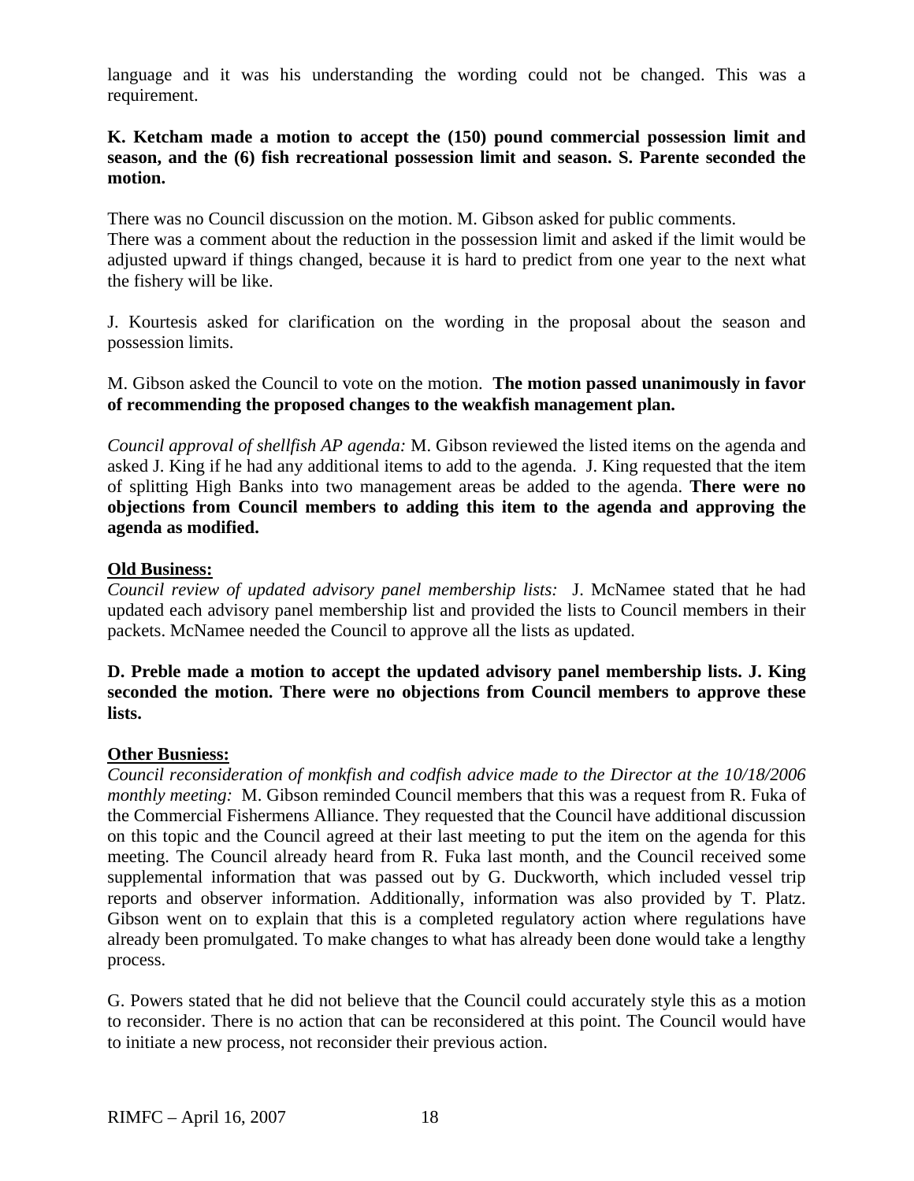language and it was his understanding the wording could not be changed. This was a requirement.

**K. Ketcham made a motion to accept the (150) pound commercial possession limit and season, and the (6) fish recreational possession limit and season. S. Parente seconded the motion.**

There was no Council discussion on the motion. M. Gibson asked for public comments. There was a comment about the reduction in the possession limit and asked if the limit would be adjusted upward if things changed, because it is hard to predict from one year to the next what the fishery will be like.

J. Kourtesis asked for clarification on the wording in the proposal about the season and possession limits.

M. Gibson asked the Council to vote on the motion. **The motion passed unanimously in favor of recommending the proposed changes to the weakfish management plan.**

*Council approval of shellfish AP agenda:* M. Gibson reviewed the listed items on the agenda and asked J. King if he had any additional items to add to the agenda. J. King requested that the item of splitting High Banks into two management areas be added to the agenda. **There were no objections from Council members to adding this item to the agenda and approving the agenda as modified.**

**Old Business:**

*Council review of updated advisory panel membership lists:* J. McNamee stated that he had updated each advisory panel membership list and provided the lists to Council members in their packets. McNamee needed the Council to approve all the lists as updated.

**D. Preble made a motion to accept the updated advisory panel membership lists. J. King seconded the motion. There were no objections from Council members to approve these lists.**

**Other Busniess:**

*Council reconsideration of monkfish and codfish advice made to the Director at the 10/18/2006 monthly meeting:* M. Gibson reminded Council members that this was a request from R. Fuka of the Commercial Fishermens Alliance. They requested that the Council have additional discussion on this topic and the Council agreed at their last meeting to put the item on the agenda for this meeting. The Council already heard from R. Fuka last month, and the Council received some supplemental information that was passed out by G. Duckworth, which included vessel trip reports and observer information. Additionally, information was also provided by T. Platz. Gibson went on to explain that this is a completed regulatory action where regulations have already been promulgated. To make changes to what has already been done would take a lengthy process.

G. Powers stated that he did not believe that the Council could accurately style this as a motion to reconsider. There is no action that can be reconsidered at this point. The Council would have to initiate a new process, not reconsider their previous action.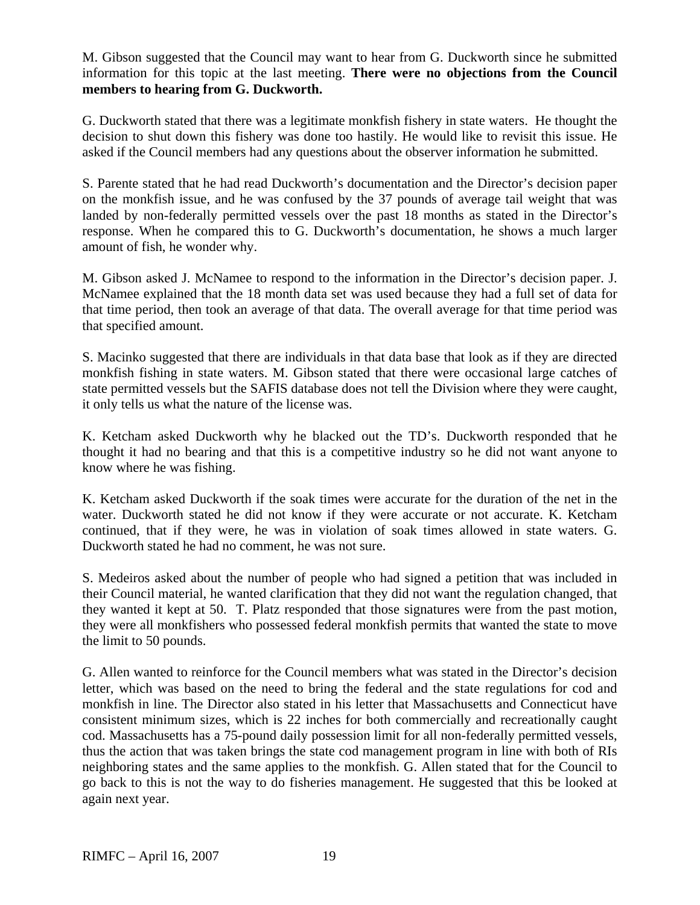M. Gibson suggested that the Council may want to hear from G. Duckworth since he submitted information for this topic at the last meeting. **There were no objections from the Council members to hearing from G. Duckworth.**

G. Duckworth stated that there was a legitimate monkfish fishery in state waters. He thought the decision to shut down this fishery was done too hastily. He would like to revisit this issue. He asked if the Council members had any questions about the observer information he submitted.

S. Parente stated that he had read Duckworth's documentation and the Director's decision paper on the monkfish issue, and he was confused by the 37 pounds of average tail weight that was landed by non-federally permitted vessels over the past 18 months as stated in the Director's response. When he compared this to G. Duckworth's documentation, he shows a much larger amount of fish, he wonder why.

M. Gibson asked J. McNamee to respond to the information in the Director's decision paper. J. McNamee explained that the 18 month data set was used because they had a full set of data for that time period, then took an average of that data. The overall average for that time period was that specified amount.

S. Macinko suggested that there are individuals in that data base that look as if they are directed monkfish fishing in state waters. M. Gibson stated that there were occasional large catches of state permitted vessels but the SAFIS database does not tell the Division where they were caught, it only tells us what the nature of the license was.

K. Ketcham asked Duckworth why he blacked out the TD's. Duckworth responded that he thought it had no bearing and that this is a competitive industry so he did not want anyone to know where he was fishing.

K. Ketcham asked Duckworth if the soak times were accurate for the duration of the net in the water. Duckworth stated he did not know if they were accurate or not accurate. K. Ketcham continued, that if they were, he was in violation of soak times allowed in state waters. G. Duckworth stated he had no comment, he was not sure.

S. Medeiros asked about the number of people who had signed a petition that was included in their Council material, he wanted clarification that they did not want the regulation changed, that they wanted it kept at 50. T. Platz responded that those signatures were from the past motion, they were all monkfishers who possessed federal monkfish permits that wanted the state to move the limit to 50 pounds.

G. Allen wanted to reinforce for the Council members what was stated in the Director's decision letter, which was based on the need to bring the federal and the state regulations for cod and monkfish in line. The Director also stated in his letter that Massachusetts and Connecticut have consistent minimum sizes, which is 22 inches for both commercially and recreationally caught cod. Massachusetts has a 75-pound daily possession limit for all non-federally permitted vessels, thus the action that was taken brings the state cod management program in line with both of RIs neighboring states and the same applies to the monkfish. G. Allen stated that for the Council to go back to this is not the way to do fisheries management. He suggested that this be looked at again next year.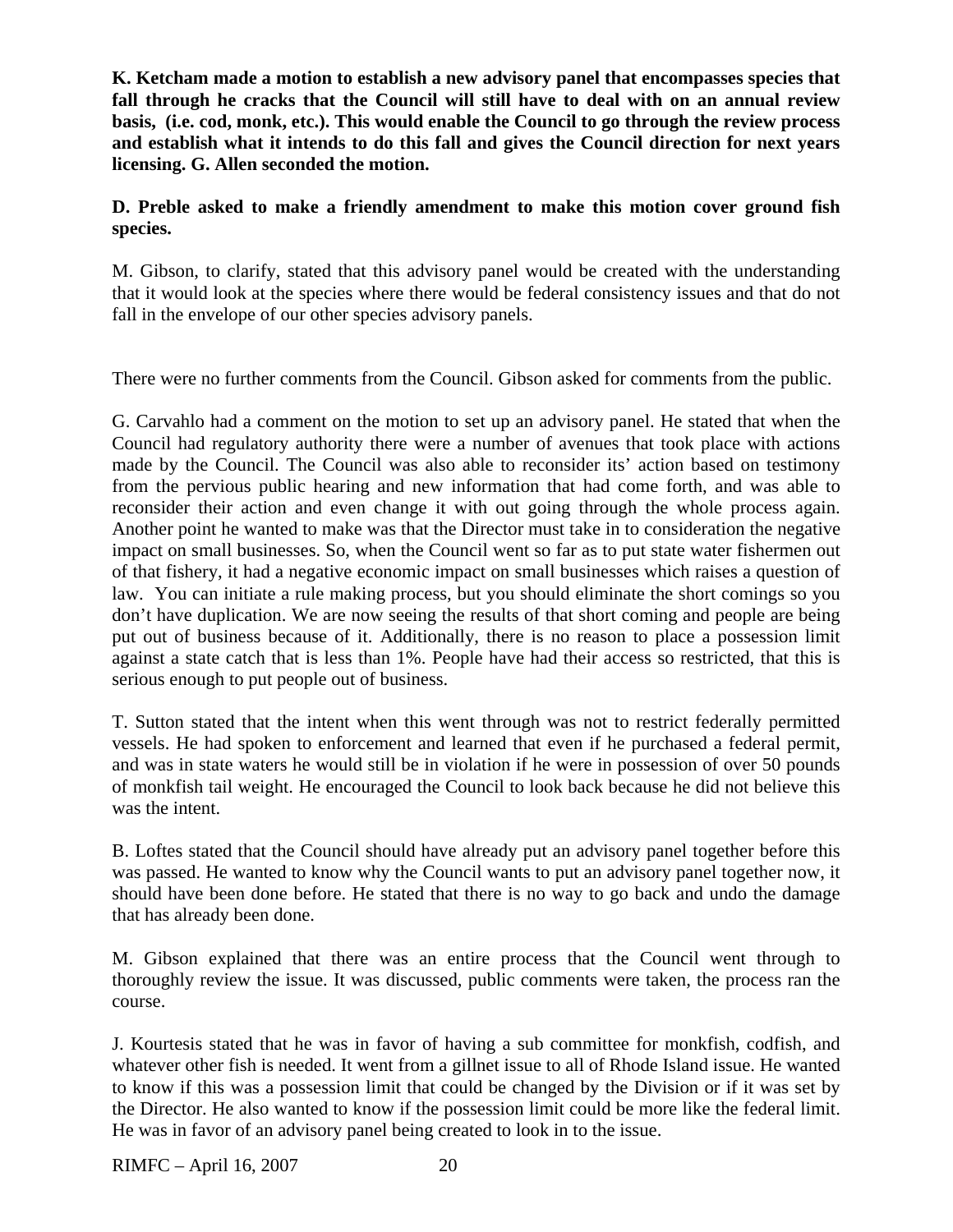**K. Ketcham made a motion to establish a new advisory panel that encompasses species that fall through he cracks that the Council will still have to deal with on an annual review basis, (i.e. cod, monk, etc.). This would enable the Council to go through the review process and establish what it intends to do this fall and gives the Council direction for next years licensing. G. Allen seconded the motion.**

**D. Preble asked to make a friendly amendment to make this motion cover ground fish species.**

M. Gibson, to clarify, stated that this advisory panel would be created with the understanding that it would look at the species where there would be federal consistency issues and that do not fall in the envelope of our other species advisory panels.

There were no further comments from the Council. Gibson asked for comments from the public.

G. Carvahlo had a comment on the motion to set up an advisory panel. He stated that when the Council had regulatory authority there were a number of avenues that took place with actions made by the Council. The Council was also able to reconsider its' action based on testimony from the pervious public hearing and new information that had come forth, and was able to reconsider their action and even change it with out going through the whole process again. Another point he wanted to make was that the Director must take in to consideration the negative impact on small businesses. So, when the Council went so far as to put state water fishermen out of that fishery, it had a negative economic impact on small businesses which raises a question of law. You can initiate a rule making process, but you should eliminate the short comings so you don't have duplication. We are now seeing the results of that short coming and people are being put out of business because of it. Additionally, there is no reason to place a possession limit against a state catch that is less than 1%. People have had their access so restricted, that this is serious enough to put people out of business.

T. Sutton stated that the intent when this went through was not to restrict federally permitted vessels. He had spoken to enforcement and learned that even if he purchased a federal permit, and was in state waters he would still be in violation if he were in possession of over 50 pounds of monkfish tail weight. He encouraged the Council to look back because he did not believe this was the intent.

B. Loftes stated that the Council should have already put an advisory panel together before this was passed. He wanted to know why the Council wants to put an advisory panel together now, it should have been done before. He stated that there is no way to go back and undo the damage that has already been done.

M. Gibson explained that there was an entire process that the Council went through to thoroughly review the issue. It was discussed, public comments were taken, the process ran the course.

J. Kourtesis stated that he was in favor of having a sub committee for monkfish, codfish, and whatever other fish is needed. It went from a gillnet issue to all of Rhode Island issue. He wanted to know if this was a possession limit that could be changed by the Division or if it was set by the Director. He also wanted to know if the possession limit could be more like the federal limit. He was in favor of an advisory panel being created to look in to the issue.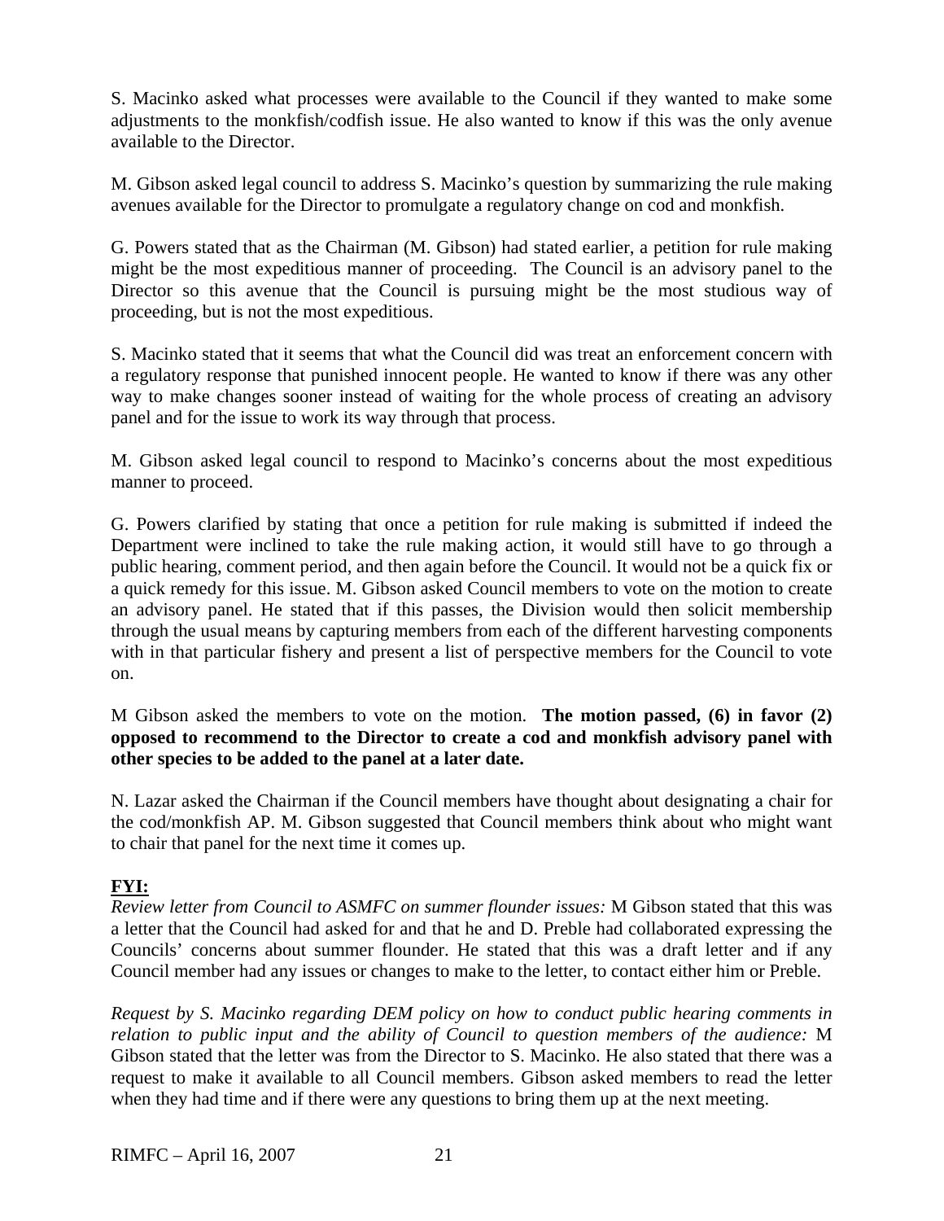S. Macinko asked what processes were available to the Council if they wanted to make some adjustments to the monkfish/codfish issue. He also wanted to know if this was the only avenue available to the Director.

M. Gibson asked legal council to address S. Macinko's question by summarizing the rule making avenues available for the Director to promulgate a regulatory change on cod and monkfish.

G. Powers stated that as the Chairman (M. Gibson) had stated earlier, a petition for rule making might be the most expeditious manner of proceeding. The Council is an advisory panel to the Director so this avenue that the Council is pursuing might be the most studious way of proceeding, but is not the most expeditious.

S. Macinko stated that it seems that what the Council did was treat an enforcement concern with a regulatory response that punished innocent people. He wanted to know if there was any other way to make changes sooner instead of waiting for the whole process of creating an advisory panel and for the issue to work its way through that process.

M. Gibson asked legal council to respond to Macinko's concerns about the most expeditious manner to proceed.

G. Powers clarified by stating that once a petition for rule making is submitted if indeed the Department were inclined to take the rule making action, it would still have to go through a public hearing, comment period, and then again before the Council. It would not be a quick fix or a quick remedy for this issue. M. Gibson asked Council members to vote on the motion to create an advisory panel. He stated that if this passes, the Division would then solicit membership through the usual means by capturing members from each of the different harvesting components with in that particular fishery and present a list of perspective members for the Council to vote on.

M Gibson asked the members to vote on the motion. **The motion passed, (6) in favor (2) opposed to recommend to the Director to create a cod and monkfish advisory panel with other species to be added to the panel at a later date.**

N. Lazar asked the Chairman if the Council members have thought about designating a chair for the cod/monkfish AP. M. Gibson suggested that Council members think about who might want to chair that panel for the next time it comes up.

**FYI:**

*Review letter from Council to ASMFC on summer flounder issues:* M Gibson stated that this was a letter that the Council had asked for and that he and D. Preble had collaborated expressing the Councils' concerns about summer flounder. He stated that this was a draft letter and if any Council member had any issues or changes to make to the letter, to contact either him or Preble.

*Request by S. Macinko regarding DEM policy on how to conduct public hearing comments in relation to public input and the ability of Council to question members of the audience:* M Gibson stated that the letter was from the Director to S. Macinko. He also stated that there was a request to make it available to all Council members. Gibson asked members to read the letter when they had time and if there were any questions to bring them up at the next meeting.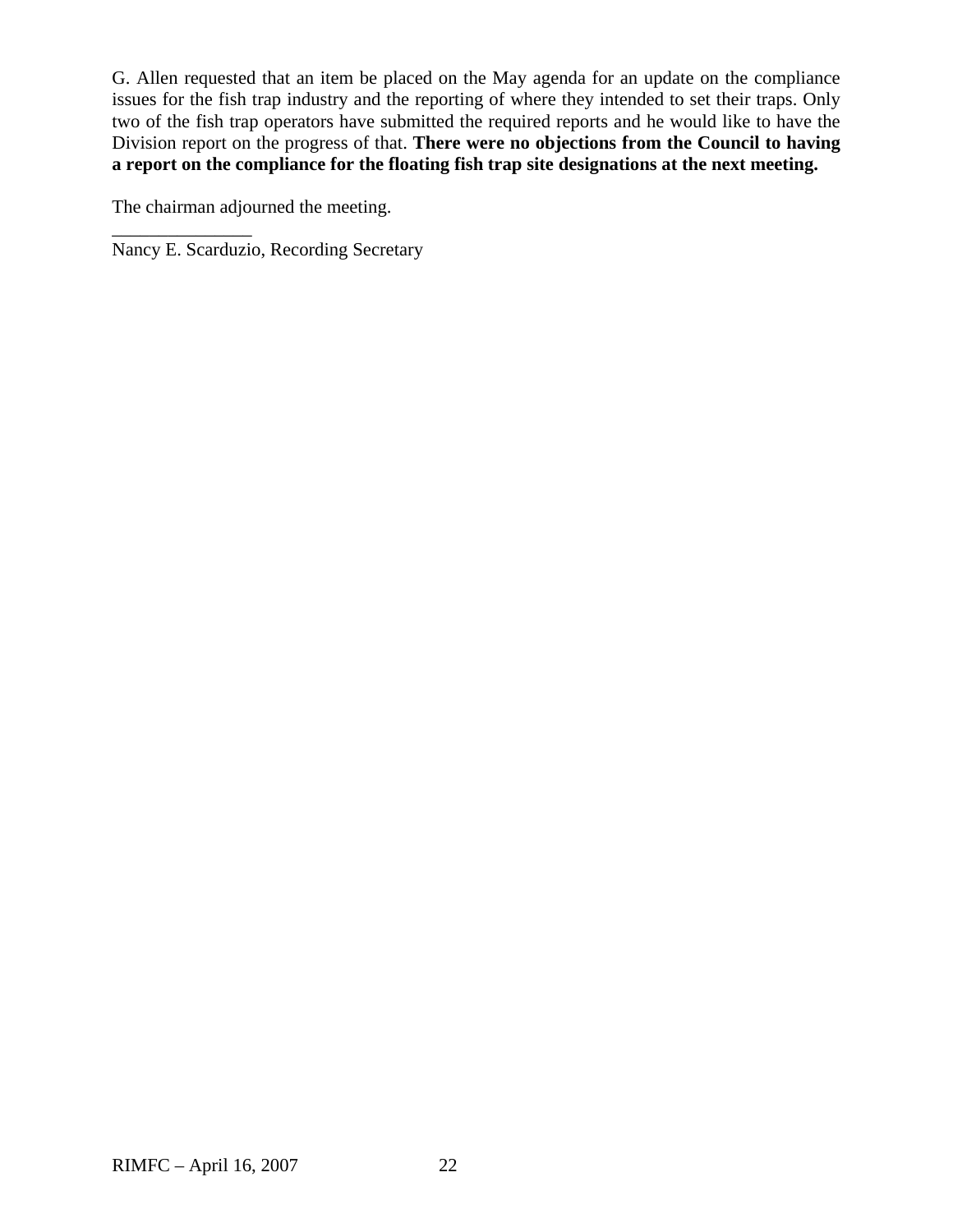G. Allen requested that an item be placed on the May agenda for an update on the compliance issues for the fish trap industry and the reporting of where they intended to set their traps. Only two of the fish trap operators have submitted the required reports and he would like to have the Division report on the progress of that. **There were no objections from the Council to having a report on the compliance for the floating fish trap site designations at the next meeting.**

The chairman adjourned the meeting.

_______________
Nancy E. Scarduzio, Recording Secretary